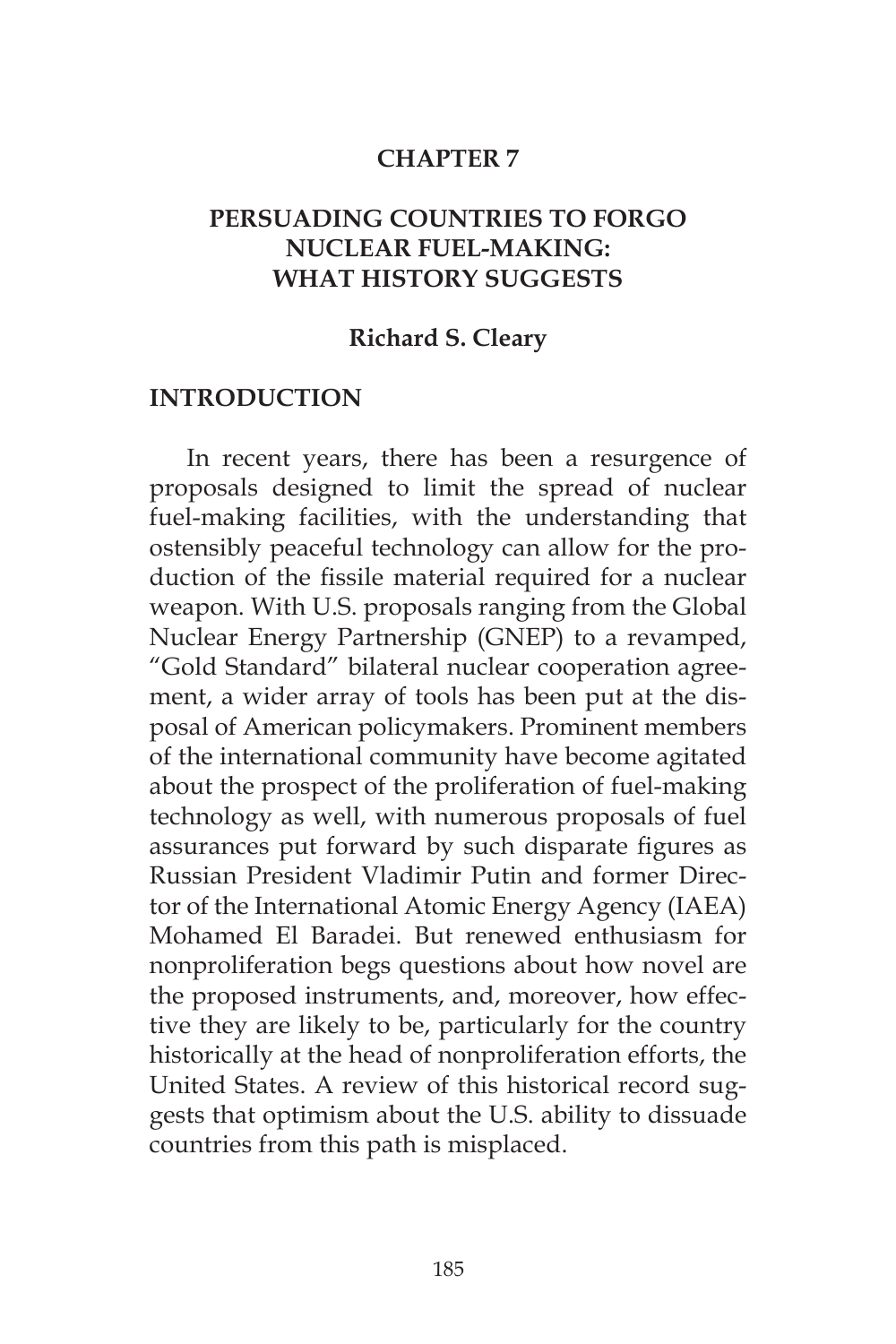# CHAPTER 7

# PERSUADING COUNTRIES TO FORGO NUCLEAR FUEL-MAKING: WHAT HISTORY SUGGESTS

**Richard S. Cleary**

## INTRODUCTION

In recent years, there has been a resurgence of proposals designed to limit the spread of nuclear fuel-making facilities, with the understanding that ostensibly peaceful technology can allow for the production of the fissile material required for a nuclear weapon. With U.S. proposals ranging from the Global Nuclear Energy Partnership (GNEP) to a revamped, "Gold Standard" bilateral nuclear cooperation agreement, a wider array of tools has been put at the disposal of American policymakers. Prominent members of the international community have become agitated about the prospect of the proliferation of fuel-making technology as well, with numerous proposals of fuel assurances put forward by such disparate figures as Russian President Vladimir Putin and former Director of the International Atomic Energy Agency (IAEA) Mohamed El Baradei. But renewed enthusiasm for nonproliferation begs questions about how novel are the proposed instruments, and, moreover, how effective they are likely to be, particularly for the country historically at the head of nonproliferation efforts, the United States. A review of this historical record suggests that optimism about the U.S. ability to dissuade countries from this path is misplaced.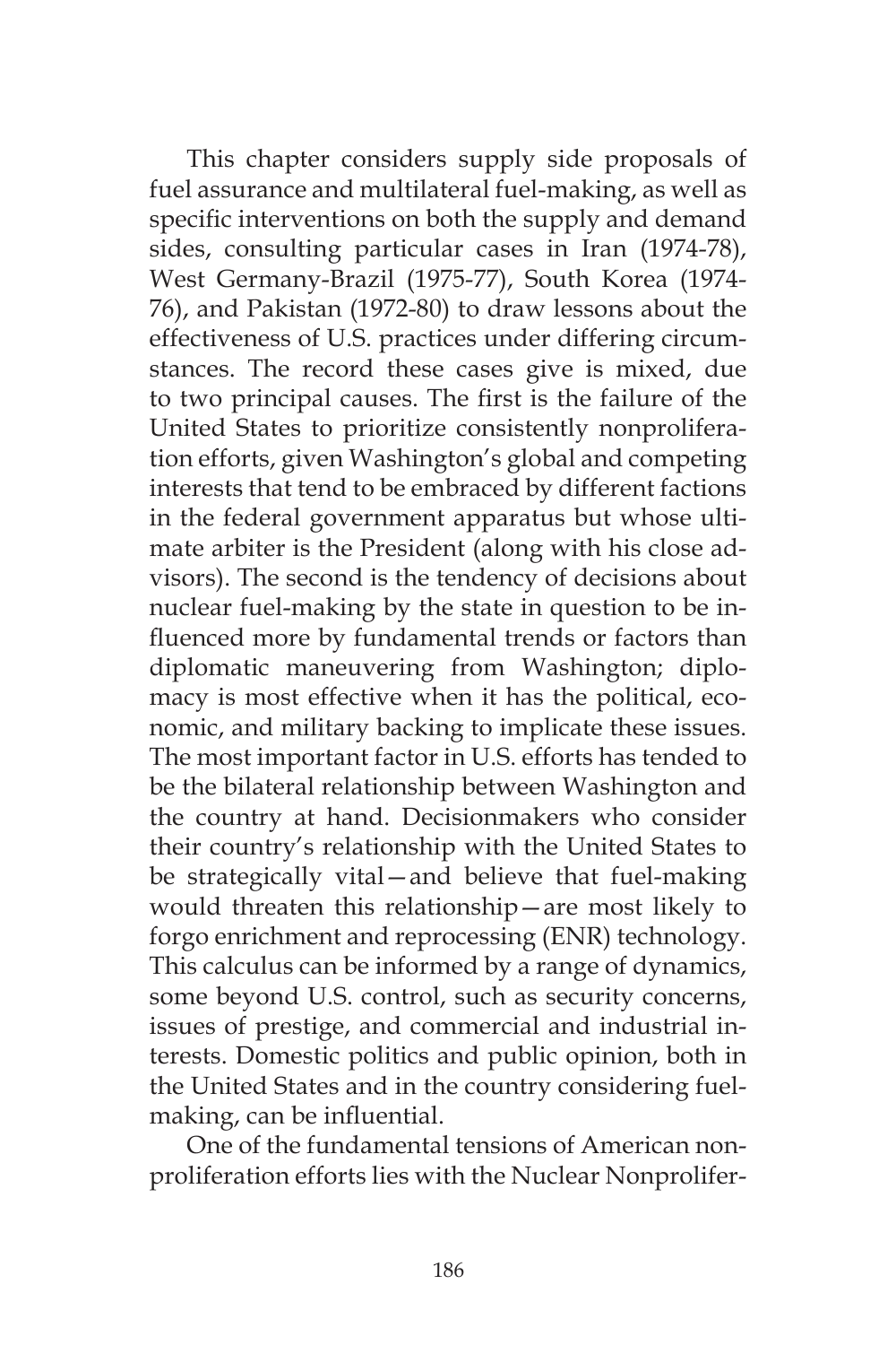This chapter considers supply side proposals of fuel assurance and multilateral fuel-making, as well as specific interventions on both the supply and demand sides, consulting particular cases in Iran (1974-78), West Germany-Brazil (1975-77), South Korea (1974-76), and Pakistan (1972-80) to draw lessons about the effectiveness of U.S. practices under differing circumstances. The record these cases give is mixed, due to two principal causes. The first is the failure of the United States to prioritize consistently nonproliferation efforts, given Washington's global and competing interests that tend to be embraced by different factions in the federal government apparatus but whose ultimate arbiter is the President (along with his close advisors). The second is the tendency of decisions about nuclear fuel-making by the state in question to be influenced more by fundamental trends or factors than diplomatic maneuvering from Washington; diplomacy is most effective when it has the political, economic, and military backing to implicate these issues. The most important factor in U.S. efforts has tended to be the bilateral relationship between Washington and the country at hand. Decisionmakers who consider their country's relationship with the United States to be strategically vital—and believe that fuel-making would threaten this relationship—are most likely to forgo enrichment and reprocessing (ENR) technology. This calculus can be informed by a range of dynamics, some beyond U.S. control, such as security concerns, issues of prestige, and commercial and industrial interests. Domestic politics and public opinion, both in the United States and in the country considering fuel-making, can be influential.

One of the fundamental tensions of American nonproliferation efforts lies with the Nuclear Nonprolifer-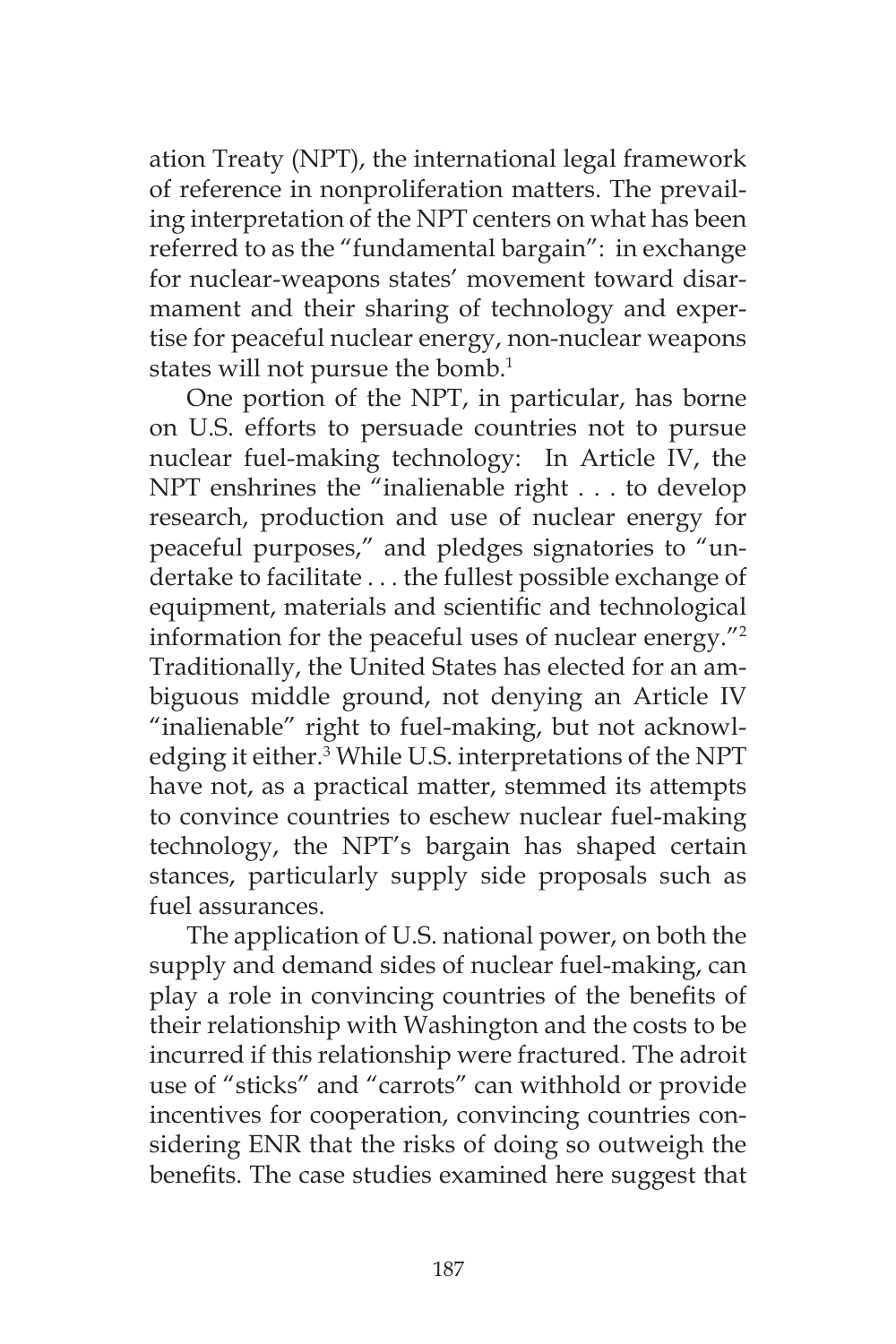ation Treaty (NPT), the international legal framework of reference in nonproliferation matters. The prevailing interpretation of the NPT centers on what has been referred to as the "fundamental bargain": in exchange for nuclear-weapons states' movement toward disarmament and their sharing of technology and expertise for peaceful nuclear energy, non-nuclear weapons states will not pursue the bomb.[1]

One portion of the NPT, in particular, has borne on U.S. efforts to persuade countries not to pursue nuclear fuel-making technology: In Article IV, the NPT enshrines the "inalienable right . . . to develop research, production and use of nuclear energy for peaceful purposes," and pledges signatories to "undertake to facilitate . . . the fullest possible exchange of equipment, materials and scientific and technological information for the peaceful uses of nuclear energy."[2] Traditionally, the United States has elected for an ambiguous middle ground, not denying an Article IV "inalienable" right to fuel-making, but not acknowledging it either.[3] While U.S. interpretations of the NPT have not, as a practical matter, stemmed its attempts to convince countries to eschew nuclear fuel-making technology, the NPT's bargain has shaped certain stances, particularly supply side proposals such as fuel assurances.

The application of U.S. national power, on both the supply and demand sides of nuclear fuel-making, can play a role in convincing countries of the benefits of their relationship with Washington and the costs to be incurred if this relationship were fractured. The adroit use of "sticks" and "carrots" can withhold or provide incentives for cooperation, convincing countries considering ENR that the risks of doing so outweigh the benefits. The case studies examined here suggest that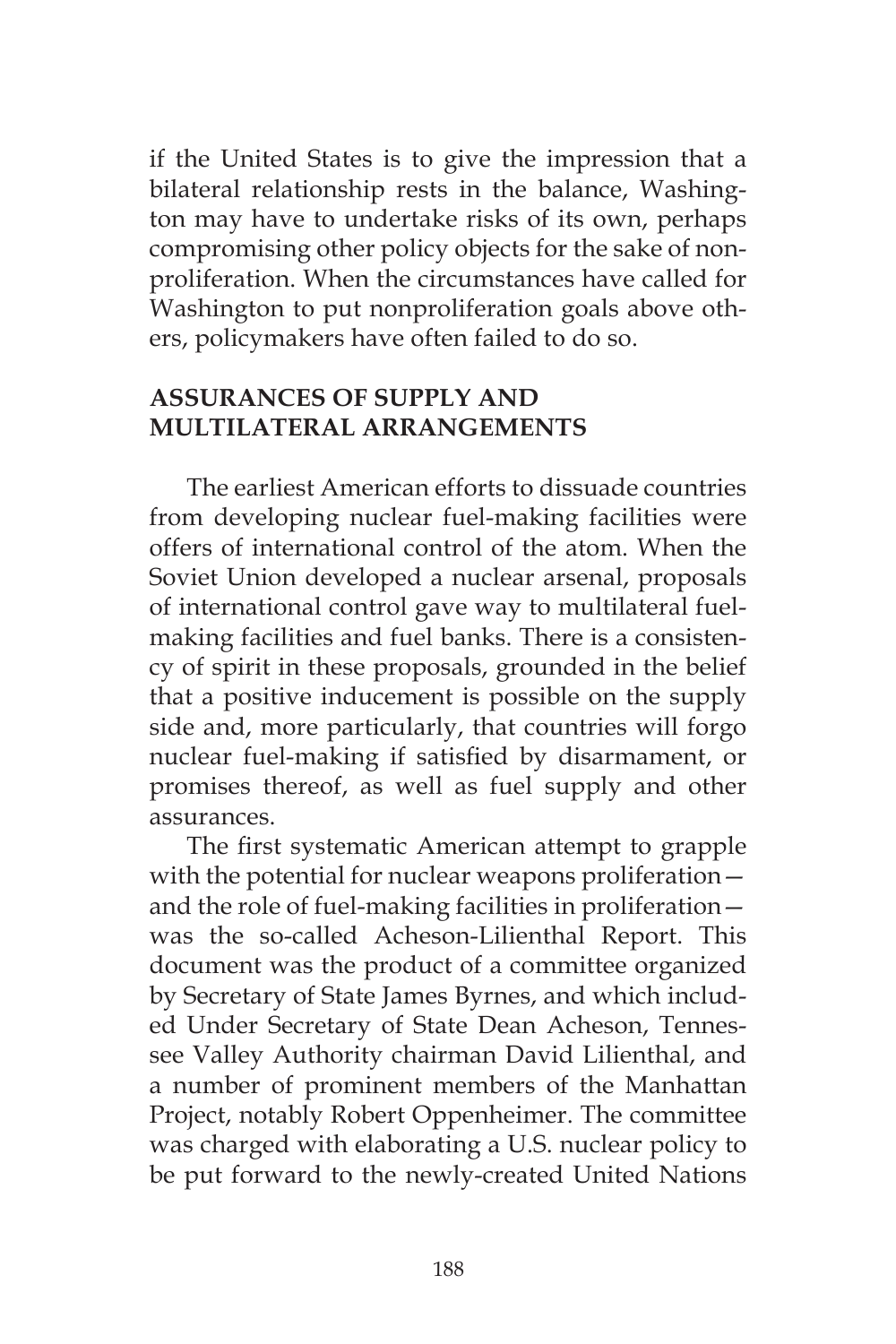if the United States is to give the impression that a bilateral relationship rests in the balance, Washington may have to undertake risks of its own, perhaps compromising other policy objects for the sake of nonproliferation. When the circumstances have called for Washington to put nonproliferation goals above others, policymakers have often failed to do so.

## ASSURANCES OF SUPPLY AND MULTILATERAL ARRANGEMENTS

The earliest American efforts to dissuade countries from developing nuclear fuel-making facilities were offers of international control of the atom. When the Soviet Union developed a nuclear arsenal, proposals of international control gave way to multilateral fuel-making facilities and fuel banks. There is a consistency of spirit in these proposals, grounded in the belief that a positive inducement is possible on the supply side and, more particularly, that countries will forgo nuclear fuel-making if satisfied by disarmament, or promises thereof, as well as fuel supply and other assurances.

The first systematic American attempt to grapple with the potential for nuclear weapons proliferation—and the role of fuel-making facilities in proliferation—was the so-called Acheson-Lilienthal Report. This document was the product of a committee organized by Secretary of State James Byrnes, and which included Under Secretary of State Dean Acheson, Tennessee Valley Authority chairman David Lilienthal, and a number of prominent members of the Manhattan Project, notably Robert Oppenheimer. The committee was charged with elaborating a U.S. nuclear policy to be put forward to the newly-created United Nations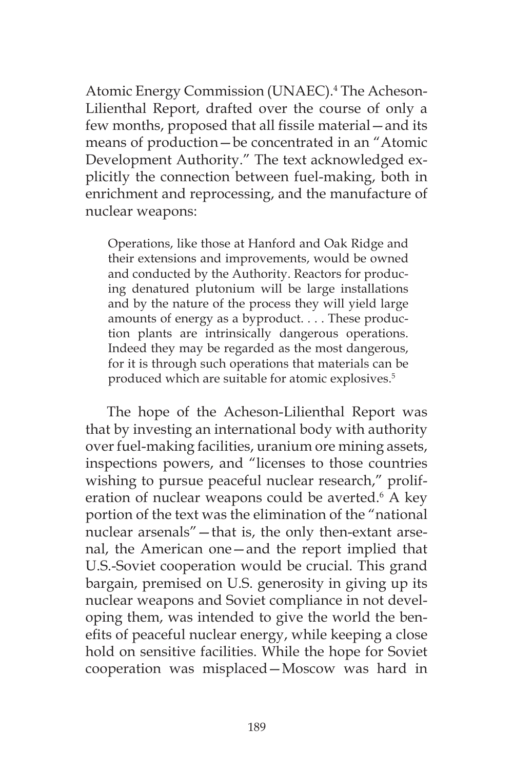Atomic Energy Commission (UNAEC).[4] The Acheson-Lilienthal Report, drafted over the course of only a few months, proposed that all fissile material—and its means of production—be concentrated in an "Atomic Development Authority." The text acknowledged explicitly the connection between fuel-making, both in enrichment and reprocessing, and the manufacture of nuclear weapons:

> Operations, like those at Hanford and Oak Ridge and their extensions and improvements, would be owned and conducted by the Authority. Reactors for producing denatured plutonium will be large installations and by the nature of the process they will yield large amounts of energy as a byproduct. . . . These production plants are intrinsically dangerous operations. Indeed they may be regarded as the most dangerous, for it is through such operations that materials can be produced which are suitable for atomic explosives.[5]

The hope of the Acheson-Lilienthal Report was that by investing an international body with authority over fuel-making facilities, uranium ore mining assets, inspections powers, and "licenses to those countries wishing to pursue peaceful nuclear research," proliferation of nuclear weapons could be averted.[6] A key portion of the text was the elimination of the "national nuclear arsenals"—that is, the only then-extant arsenal, the American one—and the report implied that U.S.-Soviet cooperation would be crucial. This grand bargain, premised on U.S. generosity in giving up its nuclear weapons and Soviet compliance in not developing them, was intended to give the world the benefits of peaceful nuclear energy, while keeping a close hold on sensitive facilities. While the hope for Soviet cooperation was misplaced—Moscow was hard in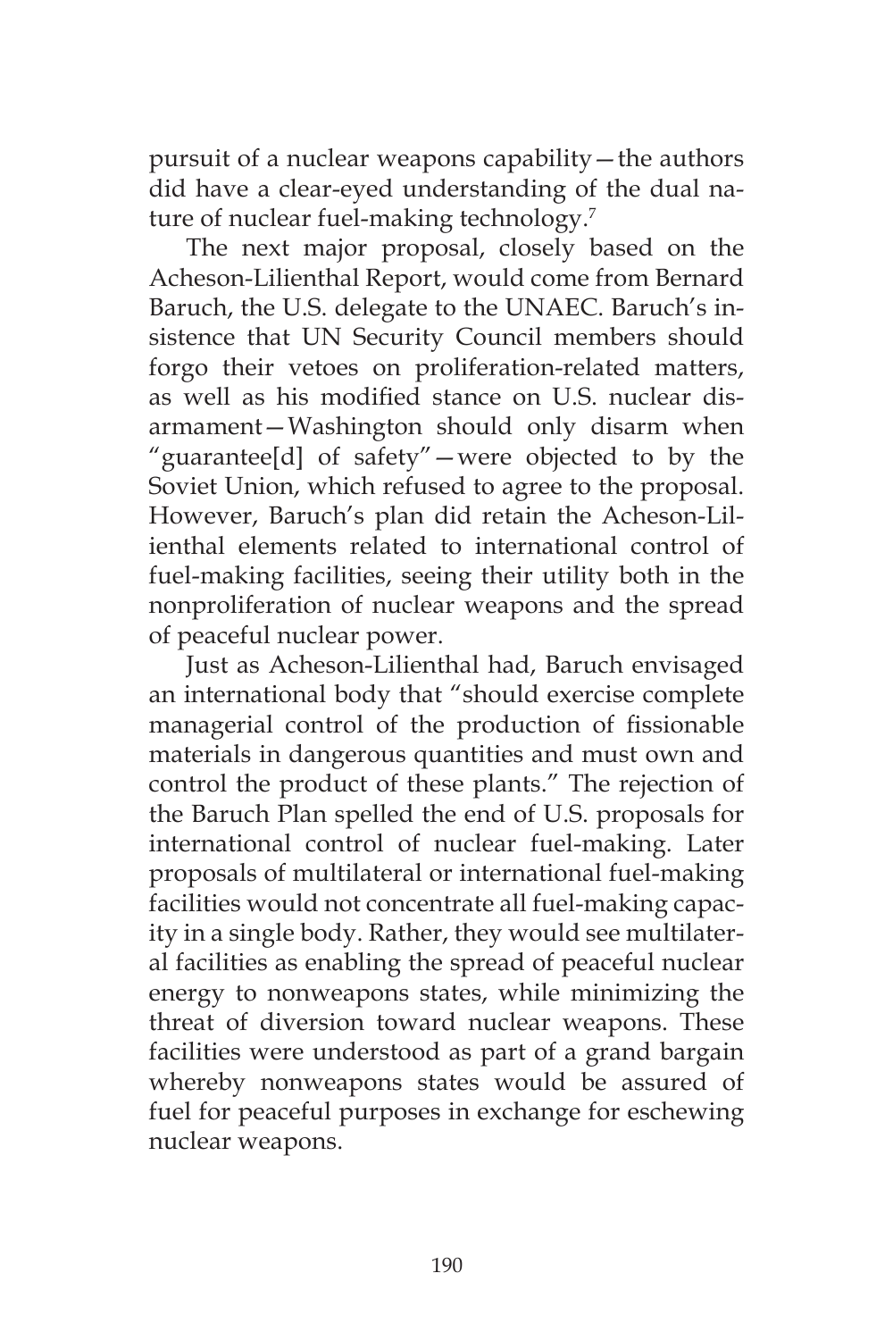pursuit of a nuclear weapons capability—the authors did have a clear-eyed understanding of the dual nature of nuclear fuel-making technology.[7]

The next major proposal, closely based on the Acheson-Lilienthal Report, would come from Bernard Baruch, the U.S. delegate to the UNAEC. Baruch's insistence that UN Security Council members should forgo their vetoes on proliferation-related matters, as well as his modified stance on U.S. nuclear disarmament—Washington should only disarm when "guarantee[d] of safety"—were objected to by the Soviet Union, which refused to agree to the proposal. However, Baruch's plan did retain the Acheson-Lilienthal elements related to international control of fuel-making facilities, seeing their utility both in the nonproliferation of nuclear weapons and the spread of peaceful nuclear power.

Just as Acheson-Lilienthal had, Baruch envisaged an international body that "should exercise complete managerial control of the production of fissionable materials in dangerous quantities and must own and control the product of these plants." The rejection of the Baruch Plan spelled the end of U.S. proposals for international control of nuclear fuel-making. Later proposals of multilateral or international fuel-making facilities would not concentrate all fuel-making capacity in a single body. Rather, they would see multilateral facilities as enabling the spread of peaceful nuclear energy to nonweapons states, while minimizing the threat of diversion toward nuclear weapons. These facilities were understood as part of a grand bargain whereby nonweapons states would be assured of fuel for peaceful purposes in exchange for eschewing nuclear weapons.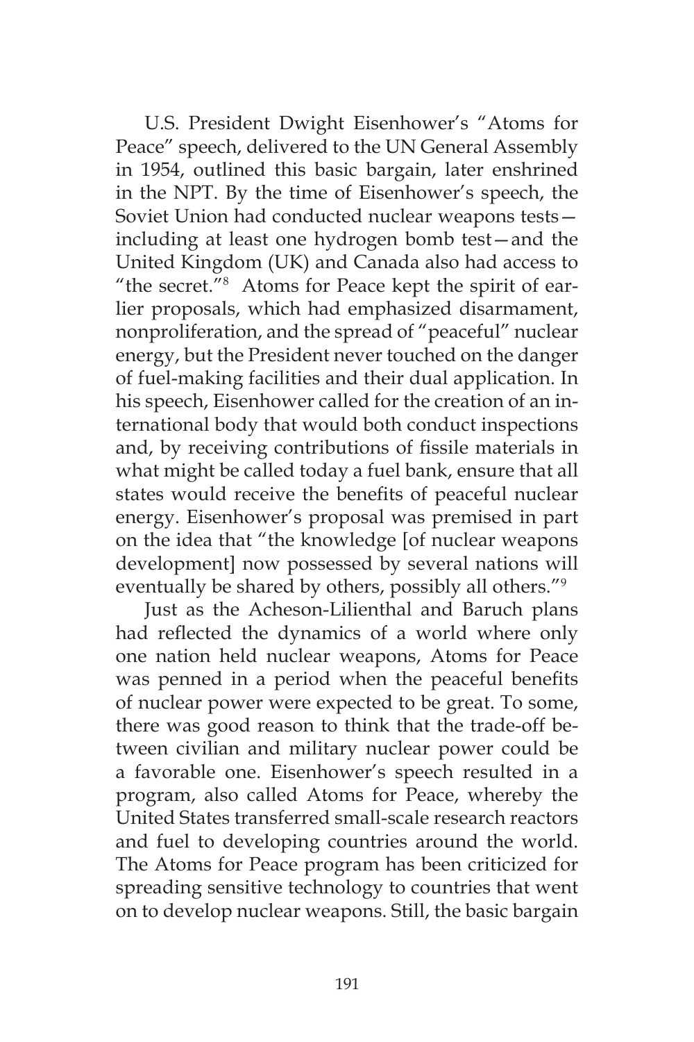U.S. President Dwight Eisenhower's "Atoms for Peace" speech, delivered to the UN General Assembly in 1954, outlined this basic bargain, later enshrined in the NPT. By the time of Eisenhower's speech, the Soviet Union had conducted nuclear weapons tests—including at least one hydrogen bomb test—and the United Kingdom (UK) and Canada also had access to "the secret."[8] Atoms for Peace kept the spirit of earlier proposals, which had emphasized disarmament, nonproliferation, and the spread of "peaceful" nuclear energy, but the President never touched on the danger of fuel-making facilities and their dual application. In his speech, Eisenhower called for the creation of an international body that would both conduct inspections and, by receiving contributions of fissile materials in what might be called today a fuel bank, ensure that all states would receive the benefits of peaceful nuclear energy. Eisenhower's proposal was premised in part on the idea that "the knowledge [of nuclear weapons development] now possessed by several nations will eventually be shared by others, possibly all others."[9]

Just as the Acheson-Lilienthal and Baruch plans had reflected the dynamics of a world where only one nation held nuclear weapons, Atoms for Peace was penned in a period when the peaceful benefits of nuclear power were expected to be great. To some, there was good reason to think that the trade-off between civilian and military nuclear power could be a favorable one. Eisenhower's speech resulted in a program, also called Atoms for Peace, whereby the United States transferred small-scale research reactors and fuel to developing countries around the world. The Atoms for Peace program has been criticized for spreading sensitive technology to countries that went on to develop nuclear weapons. Still, the basic bargain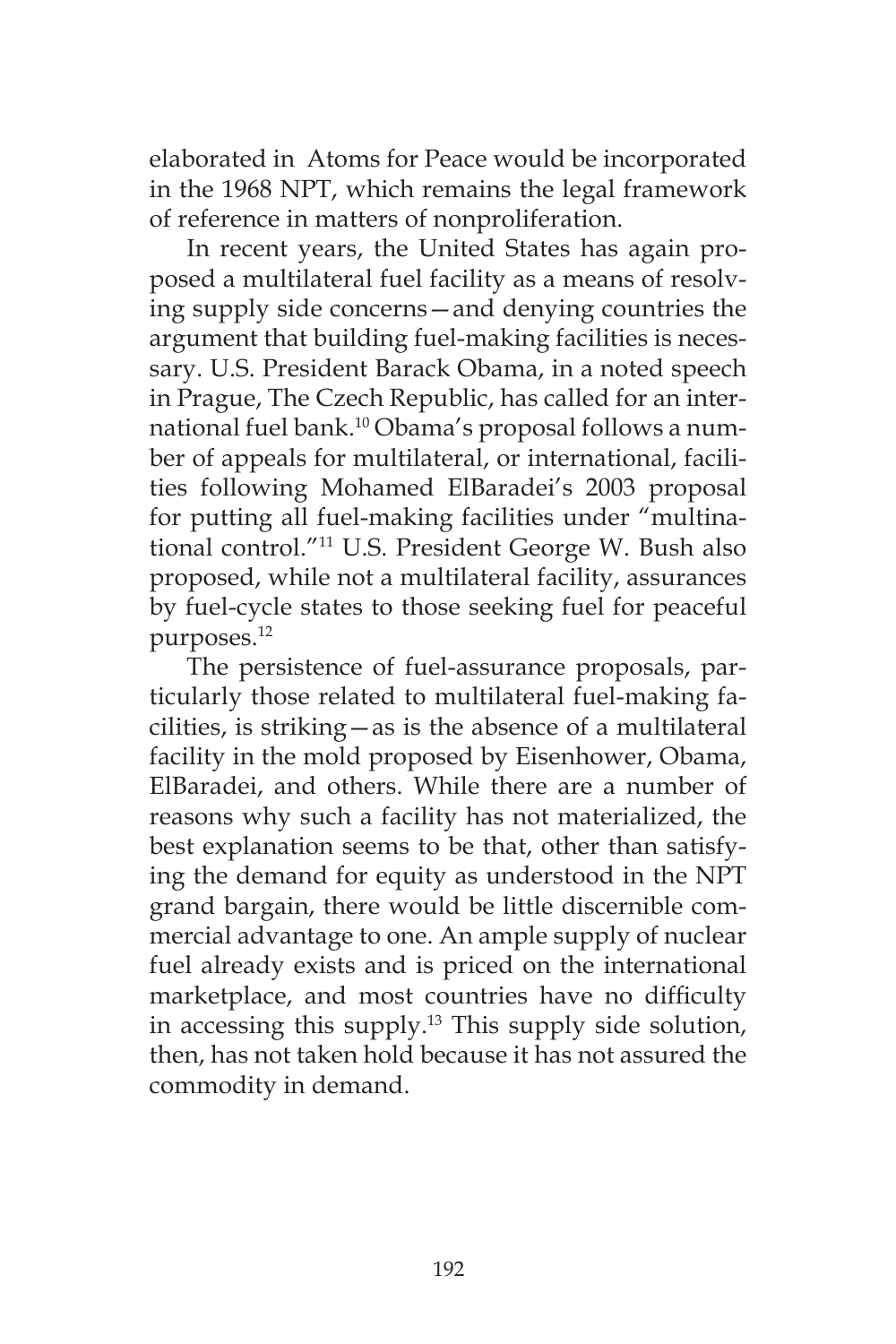elaborated in Atoms for Peace would be incorporated in the 1968 NPT, which remains the legal framework of reference in matters of nonproliferation.

In recent years, the United States has again proposed a multilateral fuel facility as a means of resolving supply side concerns—and denying countries the argument that building fuel-making facilities is necessary. U.S. President Barack Obama, in a noted speech in Prague, The Czech Republic, has called for an international fuel bank.[10] Obama's proposal follows a number of appeals for multilateral, or international, facilities following Mohamed ElBaradei's 2003 proposal for putting all fuel-making facilities under "multinational control."[11] U.S. President George W. Bush also proposed, while not a multilateral facility, assurances by fuel-cycle states to those seeking fuel for peaceful purposes.[12]

The persistence of fuel-assurance proposals, particularly those related to multilateral fuel-making facilities, is striking—as is the absence of a multilateral facility in the mold proposed by Eisenhower, Obama, ElBaradei, and others. While there are a number of reasons why such a facility has not materialized, the best explanation seems to be that, other than satisfying the demand for equity as understood in the NPT grand bargain, there would be little discernible commercial advantage to one. An ample supply of nuclear fuel already exists and is priced on the international marketplace, and most countries have no difficulty in accessing this supply.[13] This supply side solution, then, has not taken hold because it has not assured the commodity in demand.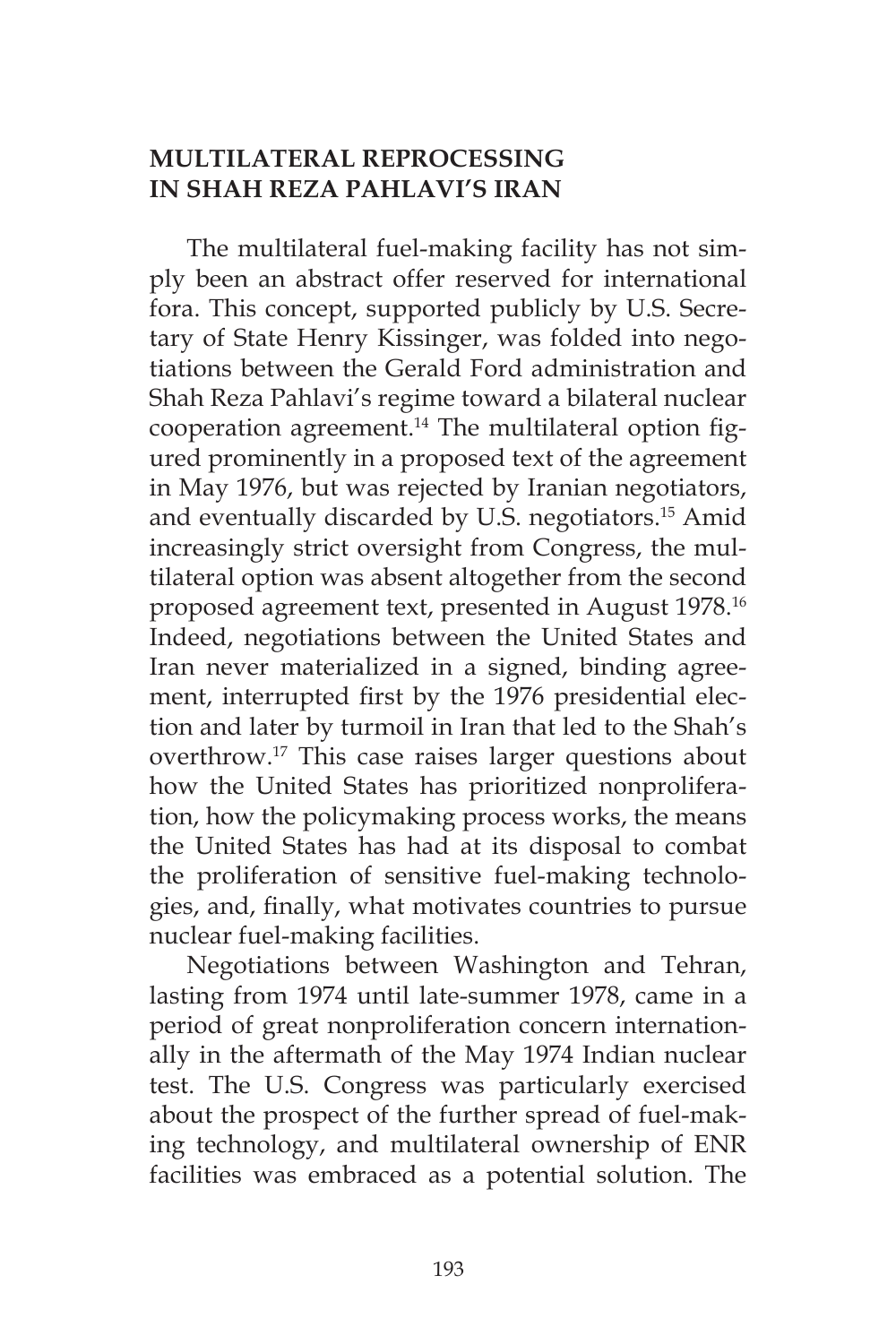## MULTILATERAL REPROCESSING IN SHAH REZA PAHLAVI'S IRAN

The multilateral fuel-making facility has not simply been an abstract offer reserved for international fora. This concept, supported publicly by U.S. Secretary of State Henry Kissinger, was folded into negotiations between the Gerald Ford administration and Shah Reza Pahlavi's regime toward a bilateral nuclear cooperation agreement.[14] The multilateral option figured prominently in a proposed text of the agreement in May 1976, but was rejected by Iranian negotiators, and eventually discarded by U.S. negotiators.[15] Amid increasingly strict oversight from Congress, the multilateral option was absent altogether from the second proposed agreement text, presented in August 1978.[16] Indeed, negotiations between the United States and Iran never materialized in a signed, binding agreement, interrupted first by the 1976 presidential election and later by turmoil in Iran that led to the Shah's overthrow.[17] This case raises larger questions about how the United States has prioritized nonproliferation, how the policymaking process works, the means the United States has had at its disposal to combat the proliferation of sensitive fuel-making technologies, and, finally, what motivates countries to pursue nuclear fuel-making facilities.

Negotiations between Washington and Tehran, lasting from 1974 until late-summer 1978, came in a period of great nonproliferation concern internationally in the aftermath of the May 1974 Indian nuclear test. The U.S. Congress was particularly exercised about the prospect of the further spread of fuel-making technology, and multilateral ownership of ENR facilities was embraced as a potential solution. The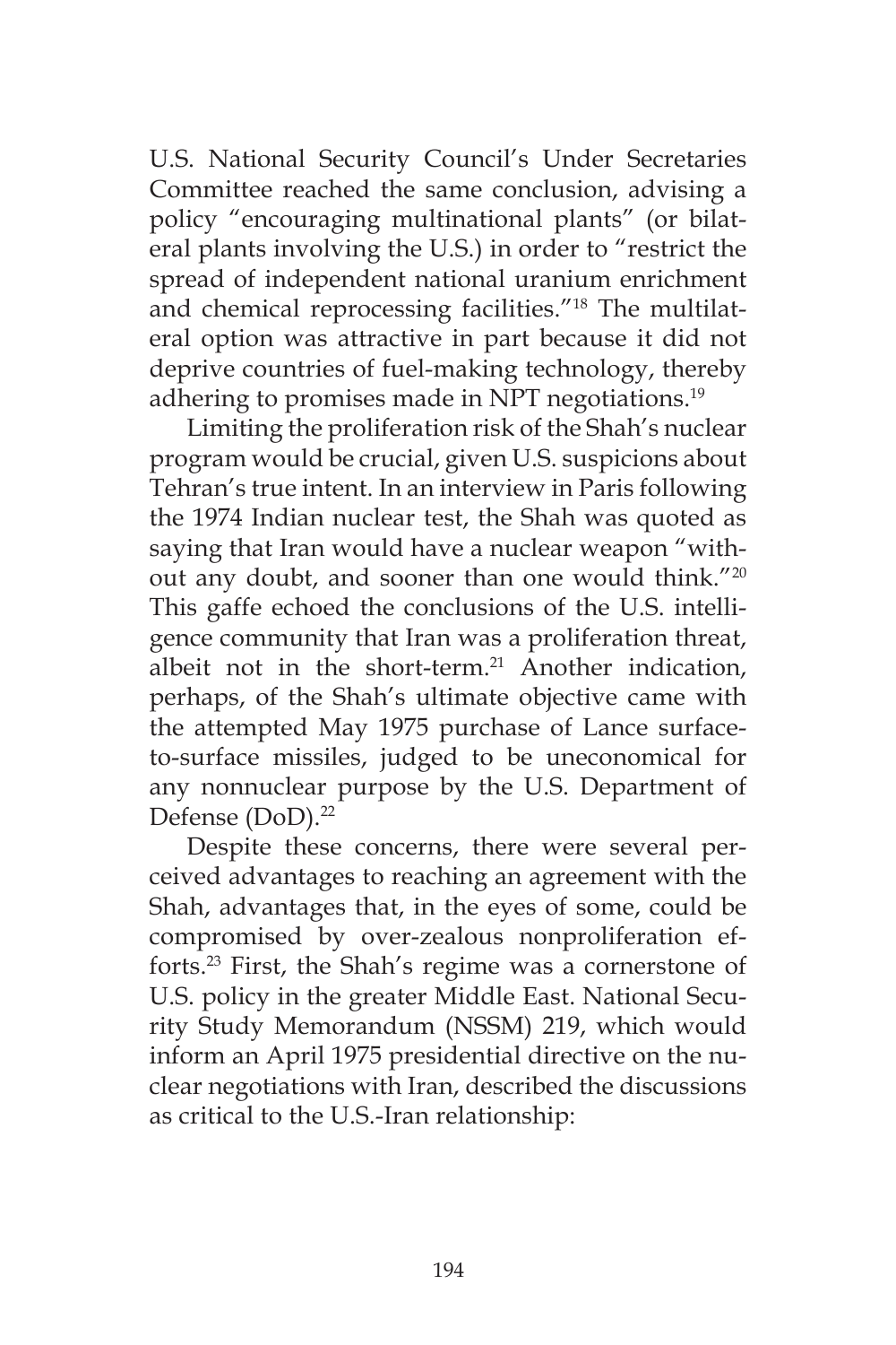U.S. National Security Council's Under Secretaries Committee reached the same conclusion, advising a policy "encouraging multinational plants" (or bilateral plants involving the U.S.) in order to "restrict the spread of independent national uranium enrichment and chemical reprocessing facilities."[18] The multilateral option was attractive in part because it did not deprive countries of fuel-making technology, thereby adhering to promises made in NPT negotiations.[19]

Limiting the proliferation risk of the Shah's nuclear program would be crucial, given U.S. suspicions about Tehran's true intent. In an interview in Paris following the 1974 Indian nuclear test, the Shah was quoted as saying that Iran would have a nuclear weapon "without any doubt, and sooner than one would think."[20] This gaffe echoed the conclusions of the U.S. intelligence community that Iran was a proliferation threat, albeit not in the short-term.[21] Another indication, perhaps, of the Shah's ultimate objective came with the attempted May 1975 purchase of Lance surface-to-surface missiles, judged to be uneconomical for any nonnuclear purpose by the U.S. Department of Defense (DoD).[22]

Despite these concerns, there were several perceived advantages to reaching an agreement with the Shah, advantages that, in the eyes of some, could be compromised by over-zealous nonproliferation efforts.[23] First, the Shah's regime was a cornerstone of U.S. policy in the greater Middle East. National Security Study Memorandum (NSSM) 219, which would inform an April 1975 presidential directive on the nuclear negotiations with Iran, described the discussions as critical to the U.S.-Iran relationship: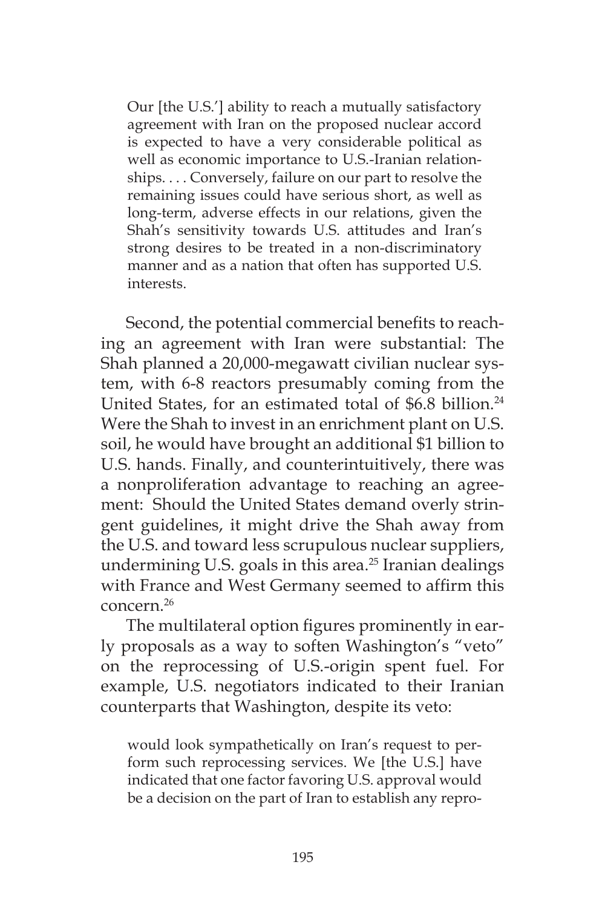> Our [the U.S.'] ability to reach a mutually satisfactory agreement with Iran on the proposed nuclear accord is expected to have a very considerable political as well as economic importance to U.S.-Iranian relationships. . . . Conversely, failure on our part to resolve the remaining issues could have serious short, as well as long-term, adverse effects in our relations, given the Shah's sensitivity towards U.S. attitudes and Iran's strong desires to be treated in a non-discriminatory manner and as a nation that often has supported U.S. interests.

Second, the potential commercial benefits to reaching an agreement with Iran were substantial: The Shah planned a 20,000-megawatt civilian nuclear system, with 6-8 reactors presumably coming from the United States, for an estimated total of $6.8 billion.[24] Were the Shah to invest in an enrichment plant on U.S. soil, he would have brought an additional $1 billion to U.S. hands. Finally, and counterintuitively, there was a nonproliferation advantage to reaching an agreement: Should the United States demand overly stringent guidelines, it might drive the Shah away from the U.S. and toward less scrupulous nuclear suppliers, undermining U.S. goals in this area.[25] Iranian dealings with France and West Germany seemed to affirm this concern.[26]

The multilateral option figures prominently in early proposals as a way to soften Washington's "veto" on the reprocessing of U.S.-origin spent fuel. For example, U.S. negotiators indicated to their Iranian counterparts that Washington, despite its veto:

> would look sympathetically on Iran's request to perform such reprocessing services. We [the U.S.] have indicated that one factor favoring U.S. approval would be a decision on the part of Iran to establish any repro-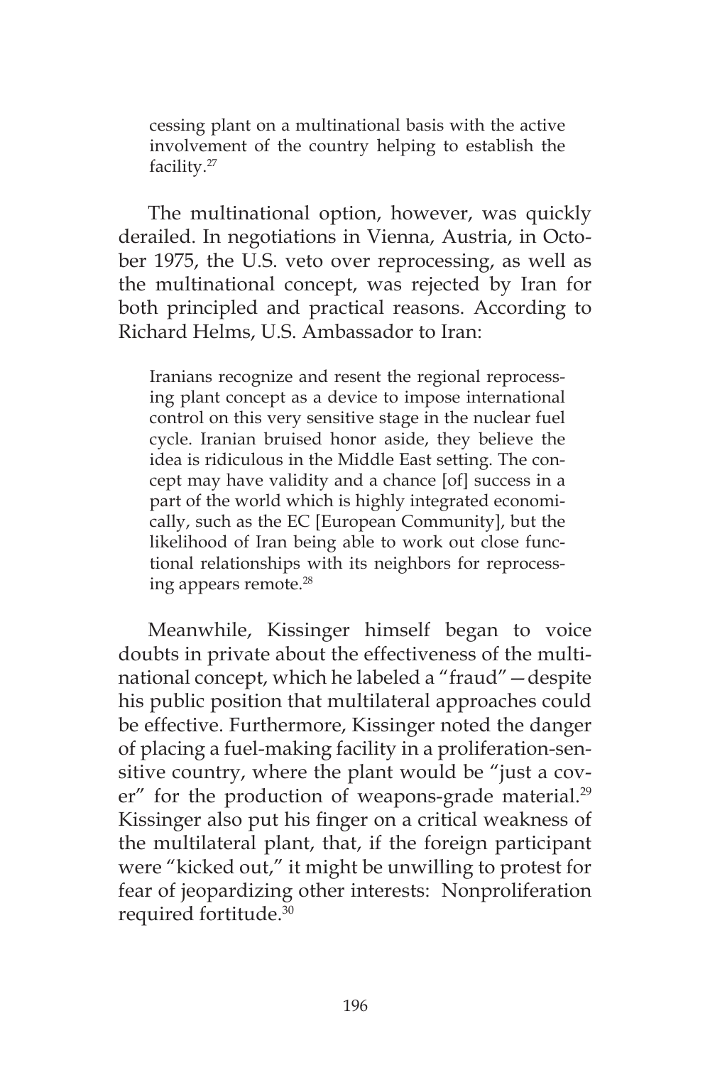> cessing plant on a multinational basis with the active involvement of the country helping to establish the facility.[27]

The multinational option, however, was quickly derailed. In negotiations in Vienna, Austria, in October 1975, the U.S. veto over reprocessing, as well as the multinational concept, was rejected by Iran for both principled and practical reasons. According to Richard Helms, U.S. Ambassador to Iran:

> Iranians recognize and resent the regional reprocessing plant concept as a device to impose international control on this very sensitive stage in the nuclear fuel cycle. Iranian bruised honor aside, they believe the idea is ridiculous in the Middle East setting. The concept may have validity and a chance [of] success in a part of the world which is highly integrated economically, such as the EC [European Community], but the likelihood of Iran being able to work out close functional relationships with its neighbors for reprocessing appears remote.[28]

Meanwhile, Kissinger himself began to voice doubts in private about the effectiveness of the multinational concept, which he labeled a "fraud"—despite his public position that multilateral approaches could be effective. Furthermore, Kissinger noted the danger of placing a fuel-making facility in a proliferation-sensitive country, where the plant would be "just a cover" for the production of weapons-grade material.[29] Kissinger also put his finger on a critical weakness of the multilateral plant, that, if the foreign participant were "kicked out," it might be unwilling to protest for fear of jeopardizing other interests: Nonproliferation required fortitude.[30]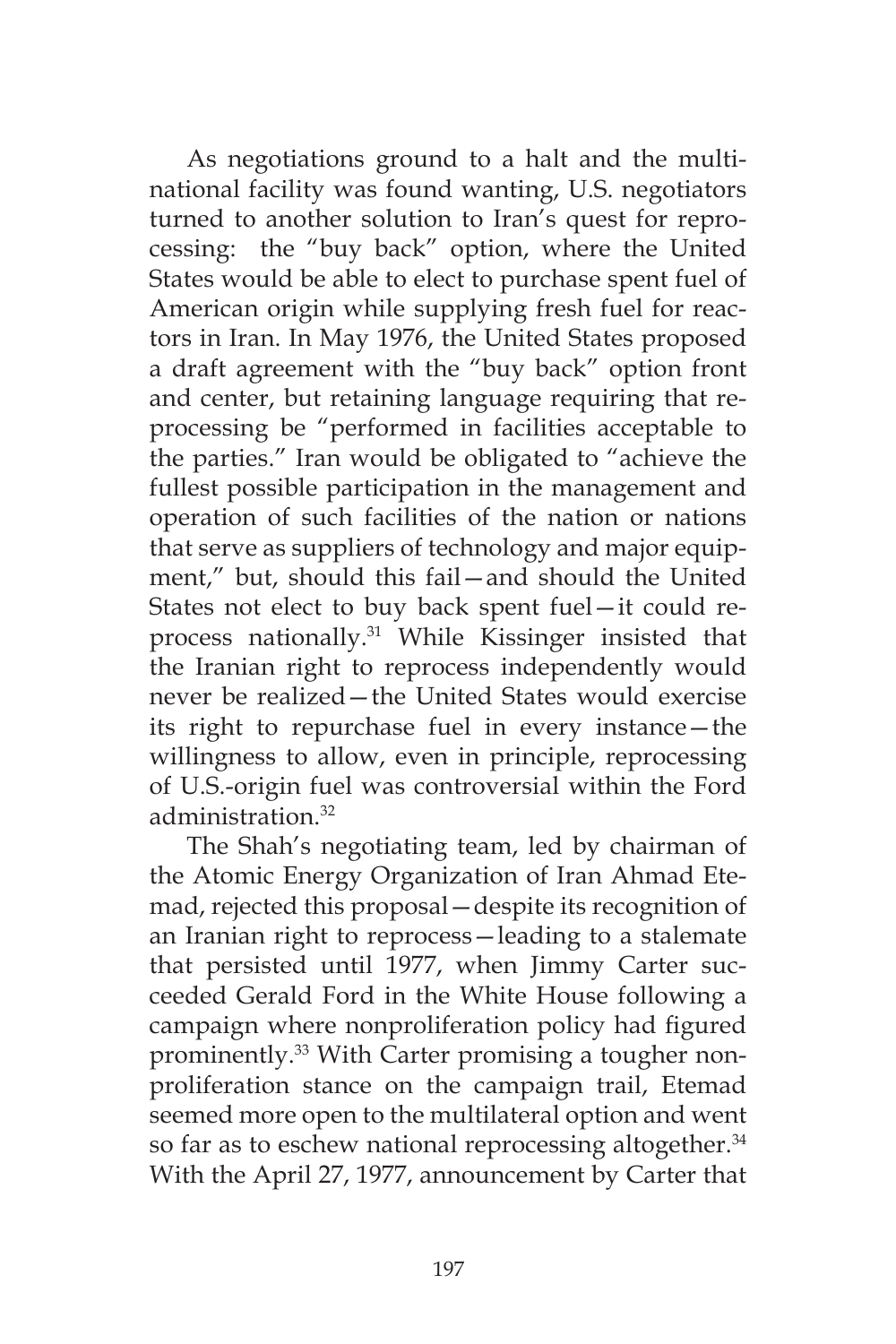As negotiations ground to a halt and the multinational facility was found wanting, U.S. negotiators turned to another solution to Iran's quest for reprocessing: the "buy back" option, where the United States would be able to elect to purchase spent fuel of American origin while supplying fresh fuel for reactors in Iran. In May 1976, the United States proposed a draft agreement with the "buy back" option front and center, but retaining language requiring that reprocessing be "performed in facilities acceptable to the parties." Iran would be obligated to "achieve the fullest possible participation in the management and operation of such facilities of the nation or nations that serve as suppliers of technology and major equipment," but, should this fail—and should the United States not elect to buy back spent fuel—it could reprocess nationally.[31] While Kissinger insisted that the Iranian right to reprocess independently would never be realized—the United States would exercise its right to repurchase fuel in every instance—the willingness to allow, even in principle, reprocessing of U.S.-origin fuel was controversial within the Ford administration.[32]

The Shah's negotiating team, led by chairman of the Atomic Energy Organization of Iran Ahmad Etemad, rejected this proposal—despite its recognition of an Iranian right to reprocess—leading to a stalemate that persisted until 1977, when Jimmy Carter succeeded Gerald Ford in the White House following a campaign where nonproliferation policy had figured prominently.[33] With Carter promising a tougher nonproliferation stance on the campaign trail, Etemad seemed more open to the multilateral option and went so far as to eschew national reprocessing altogether.[34] With the April 27, 1977, announcement by Carter that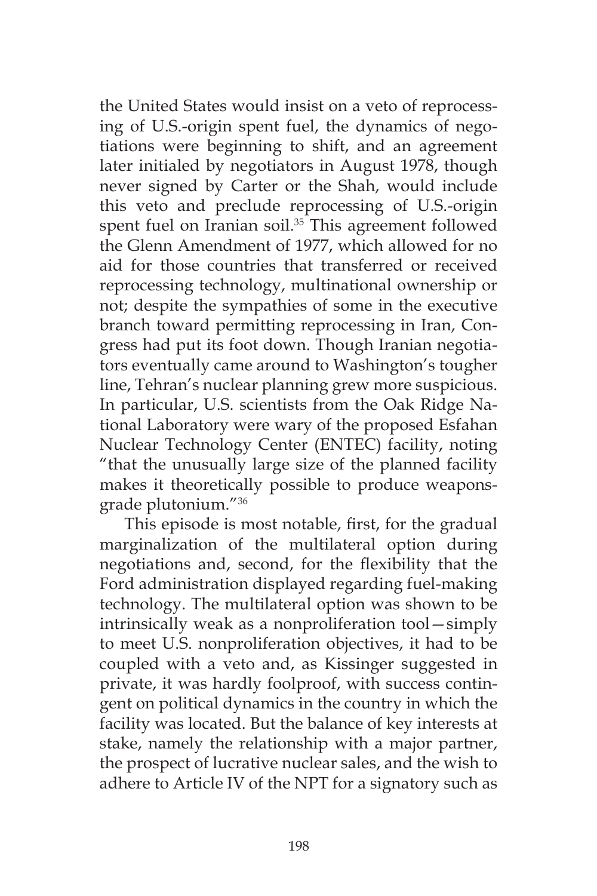the United States would insist on a veto of reprocessing of U.S.-origin spent fuel, the dynamics of negotiations were beginning to shift, and an agreement later initialed by negotiators in August 1978, though never signed by Carter or the Shah, would include this veto and preclude reprocessing of U.S.-origin spent fuel on Iranian soil.[35] This agreement followed the Glenn Amendment of 1977, which allowed for no aid for those countries that transferred or received reprocessing technology, multinational ownership or not; despite the sympathies of some in the executive branch toward permitting reprocessing in Iran, Congress had put its foot down. Though Iranian negotiators eventually came around to Washington's tougher line, Tehran's nuclear planning grew more suspicious. In particular, U.S. scientists from the Oak Ridge National Laboratory were wary of the proposed Esfahan Nuclear Technology Center (ENTEC) facility, noting "that the unusually large size of the planned facility makes it theoretically possible to produce weapons-grade plutonium."[36]

This episode is most notable, first, for the gradual marginalization of the multilateral option during negotiations and, second, for the flexibility that the Ford administration displayed regarding fuel-making technology. The multilateral option was shown to be intrinsically weak as a nonproliferation tool—simply to meet U.S. nonproliferation objectives, it had to be coupled with a veto and, as Kissinger suggested in private, it was hardly foolproof, with success contingent on political dynamics in the country in which the facility was located. But the balance of key interests at stake, namely the relationship with a major partner, the prospect of lucrative nuclear sales, and the wish to adhere to Article IV of the NPT for a signatory such as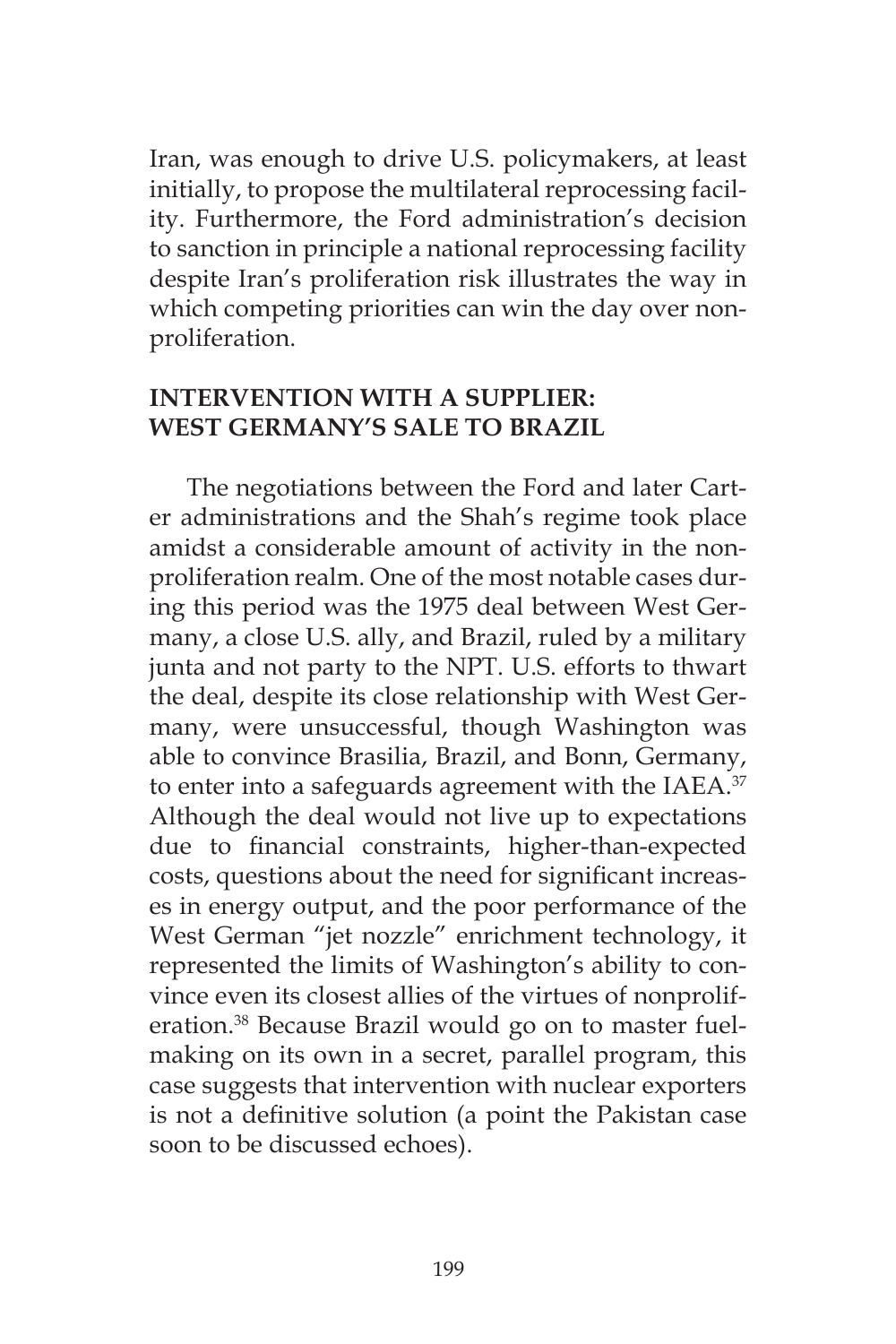Iran, was enough to drive U.S. policymakers, at least initially, to propose the multilateral reprocessing facility. Furthermore, the Ford administration's decision to sanction in principle a national reprocessing facility despite Iran's proliferation risk illustrates the way in which competing priorities can win the day over nonproliferation.

## INTERVENTION WITH A SUPPLIER: WEST GERMANY'S SALE TO BRAZIL

The negotiations between the Ford and later Carter administrations and the Shah's regime took place amidst a considerable amount of activity in the nonproliferation realm. One of the most notable cases during this period was the 1975 deal between West Germany, a close U.S. ally, and Brazil, ruled by a military junta and not party to the NPT. U.S. efforts to thwart the deal, despite its close relationship with West Germany, were unsuccessful, though Washington was able to convince Brasilia, Brazil, and Bonn, Germany, to enter into a safeguards agreement with the IAEA.[37] Although the deal would not live up to expectations due to financial constraints, higher-than-expected costs, questions about the need for significant increases in energy output, and the poor performance of the West German "jet nozzle" enrichment technology, it represented the limits of Washington's ability to convince even its closest allies of the virtues of nonproliferation.[38] Because Brazil would go on to master fuel-making on its own in a secret, parallel program, this case suggests that intervention with nuclear exporters is not a definitive solution (a point the Pakistan case soon to be discussed echoes).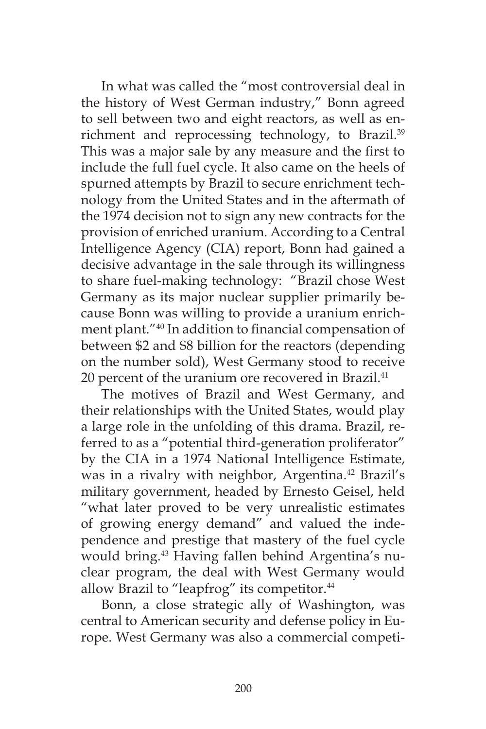In what was called the "most controversial deal in the history of West German industry," Bonn agreed to sell between two and eight reactors, as well as enrichment and reprocessing technology, to Brazil.[39] This was a major sale by any measure and the first to include the full fuel cycle. It also came on the heels of spurned attempts by Brazil to secure enrichment technology from the United States and in the aftermath of the 1974 decision not to sign any new contracts for the provision of enriched uranium. According to a Central Intelligence Agency (CIA) report, Bonn had gained a decisive advantage in the sale through its willingness to share fuel-making technology: "Brazil chose West Germany as its major nuclear supplier primarily because Bonn was willing to provide a uranium enrichment plant."[40] In addition to financial compensation of between $2 and $8 billion for the reactors (depending on the number sold), West Germany stood to receive 20 percent of the uranium ore recovered in Brazil.[41]

The motives of Brazil and West Germany, and their relationships with the United States, would play a large role in the unfolding of this drama. Brazil, referred to as a "potential third-generation proliferator" by the CIA in a 1974 National Intelligence Estimate, was in a rivalry with neighbor, Argentina.[42] Brazil's military government, headed by Ernesto Geisel, held "what later proved to be very unrealistic estimates of growing energy demand" and valued the independence and prestige that mastery of the fuel cycle would bring.[43] Having fallen behind Argentina's nuclear program, the deal with West Germany would allow Brazil to "leapfrog" its competitor.[44]

Bonn, a close strategic ally of Washington, was central to American security and defense policy in Europe. West Germany was also a commercial competi-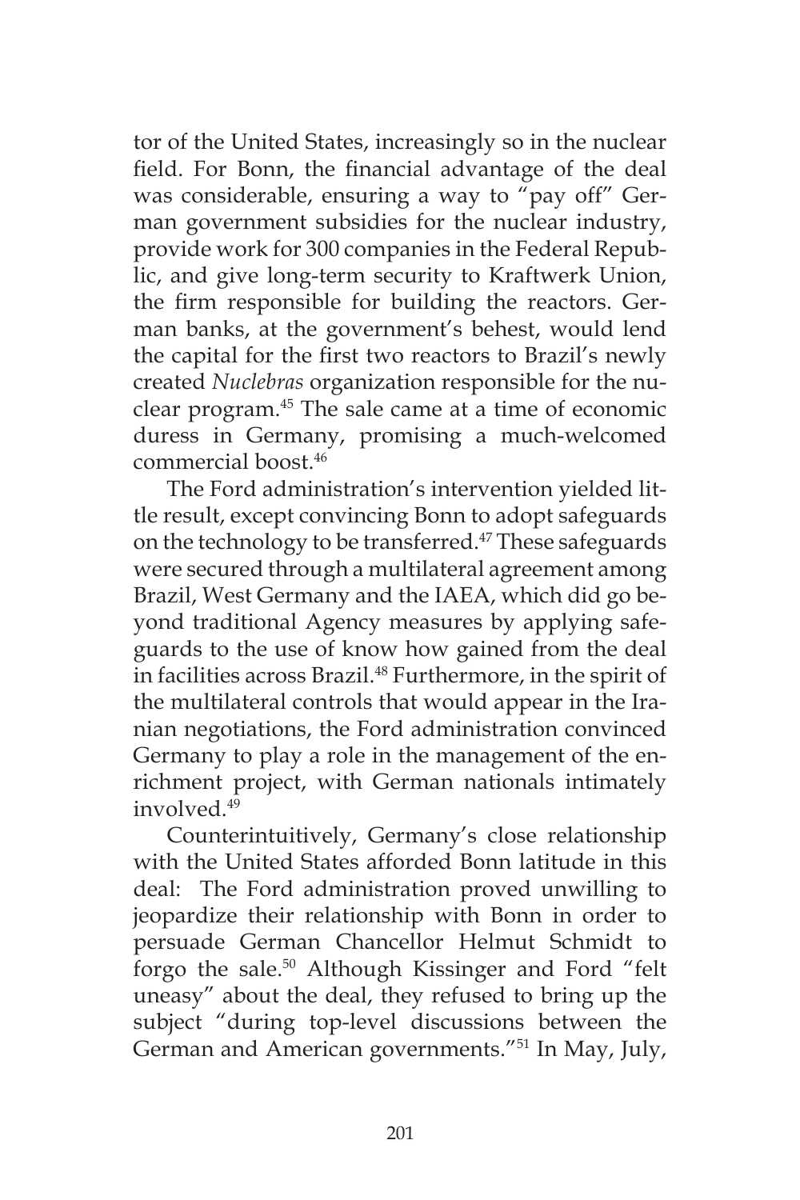tor of the United States, increasingly so in the nuclear field. For Bonn, the financial advantage of the deal was considerable, ensuring a way to "pay off" German government subsidies for the nuclear industry, provide work for 300 companies in the Federal Republic, and give long-term security to Kraftwerk Union, the firm responsible for building the reactors. German banks, at the government's behest, would lend the capital for the first two reactors to Brazil's newly created *Nuclebras* organization responsible for the nuclear program.[45] The sale came at a time of economic duress in Germany, promising a much-welcomed commercial boost.[46]

The Ford administration's intervention yielded little result, except convincing Bonn to adopt safeguards on the technology to be transferred.[47] These safeguards were secured through a multilateral agreement among Brazil, West Germany and the IAEA, which did go beyond traditional Agency measures by applying safeguards to the use of know how gained from the deal in facilities across Brazil.[48] Furthermore, in the spirit of the multilateral controls that would appear in the Iranian negotiations, the Ford administration convinced Germany to play a role in the management of the enrichment project, with German nationals intimately involved.[49]

Counterintuitively, Germany's close relationship with the United States afforded Bonn latitude in this deal: The Ford administration proved unwilling to jeopardize their relationship with Bonn in order to persuade German Chancellor Helmut Schmidt to forgo the sale.[50] Although Kissinger and Ford "felt uneasy" about the deal, they refused to bring up the subject "during top-level discussions between the German and American governments."[51] In May, July,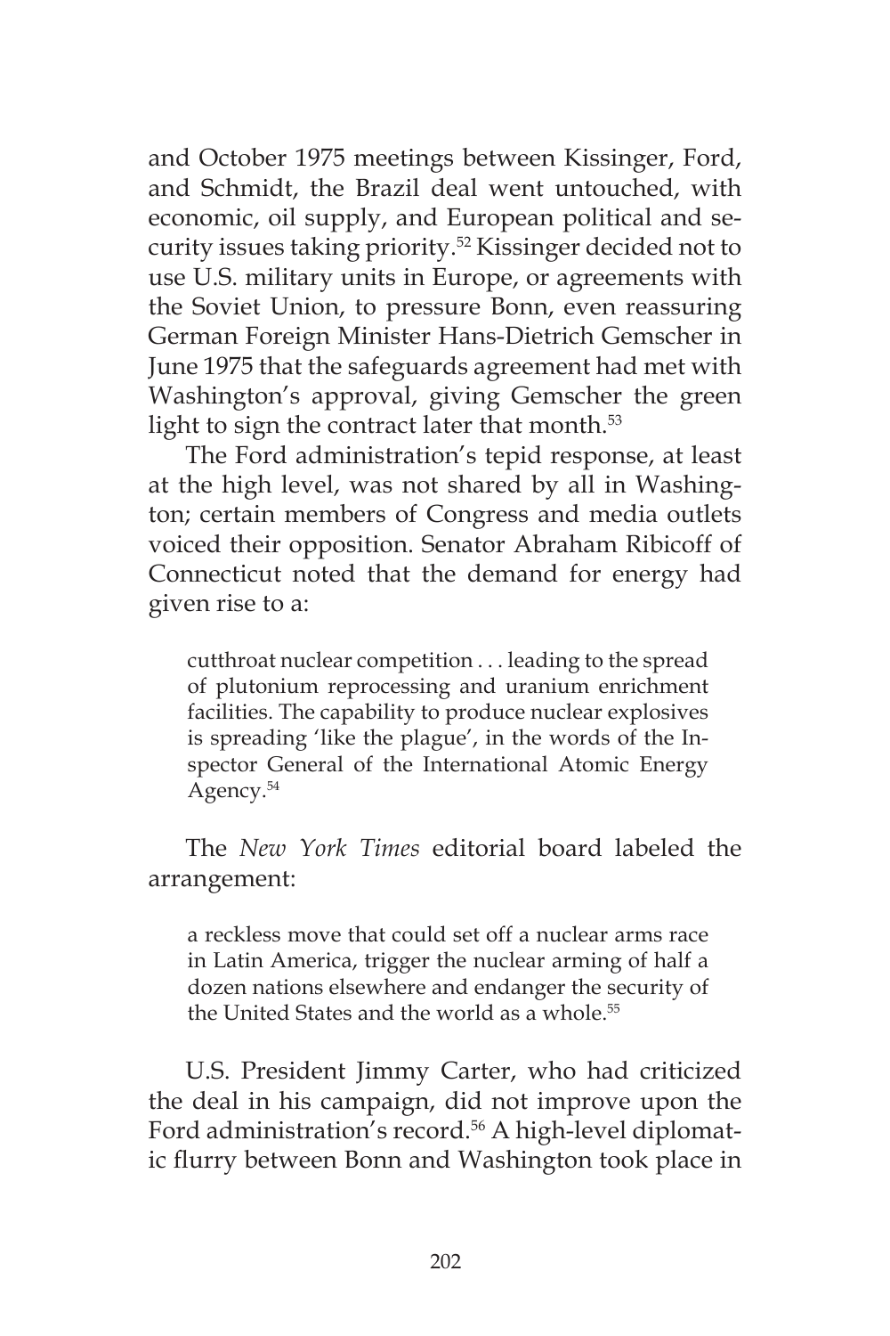and October 1975 meetings between Kissinger, Ford, and Schmidt, the Brazil deal went untouched, with economic, oil supply, and European political and security issues taking priority.[52] Kissinger decided not to use U.S. military units in Europe, or agreements with the Soviet Union, to pressure Bonn, even reassuring German Foreign Minister Hans-Dietrich Gemscher in June 1975 that the safeguards agreement had met with Washington's approval, giving Gemscher the green light to sign the contract later that month.[53]

The Ford administration's tepid response, at least at the high level, was not shared by all in Washington; certain members of Congress and media outlets voiced their opposition. Senator Abraham Ribicoff of Connecticut noted that the demand for energy had given rise to a:

> cutthroat nuclear competition . . . leading to the spread of plutonium reprocessing and uranium enrichment facilities. The capability to produce nuclear explosives is spreading 'like the plague', in the words of the Inspector General of the International Atomic Energy Agency.[54]

The *New York Times* editorial board labeled the arrangement:

> a reckless move that could set off a nuclear arms race in Latin America, trigger the nuclear arming of half a dozen nations elsewhere and endanger the security of the United States and the world as a whole.[55]

U.S. President Jimmy Carter, who had criticized the deal in his campaign, did not improve upon the Ford administration's record.[56] A high-level diplomatic flurry between Bonn and Washington took place in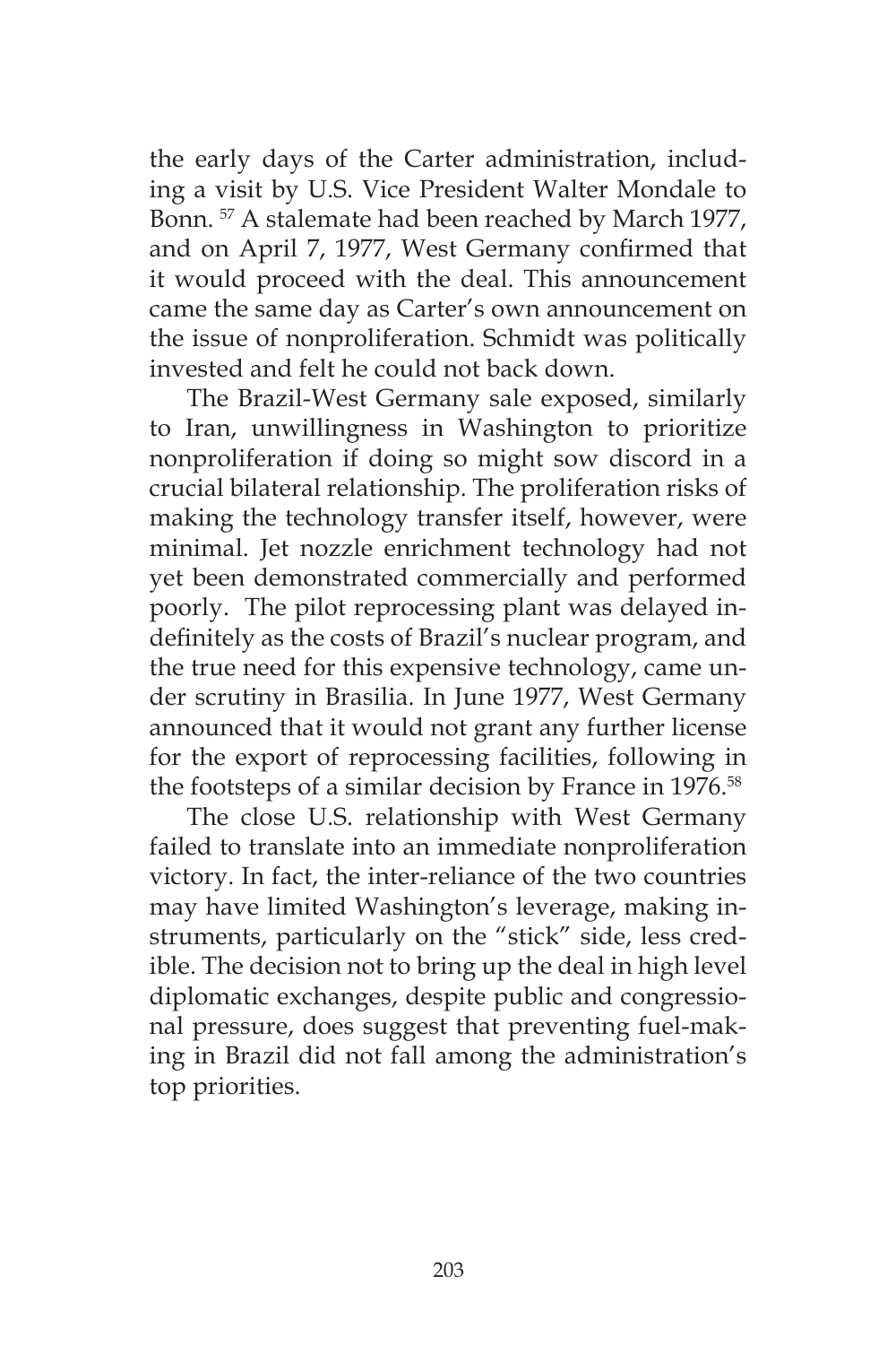the early days of the Carter administration, including a visit by U.S. Vice President Walter Mondale to Bonn. [57] A stalemate had been reached by March 1977, and on April 7, 1977, West Germany confirmed that it would proceed with the deal. This announcement came the same day as Carter's own announcement on the issue of nonproliferation. Schmidt was politically invested and felt he could not back down.

The Brazil-West Germany sale exposed, similarly to Iran, unwillingness in Washington to prioritize nonproliferation if doing so might sow discord in a crucial bilateral relationship. The proliferation risks of making the technology transfer itself, however, were minimal. Jet nozzle enrichment technology had not yet been demonstrated commercially and performed poorly. The pilot reprocessing plant was delayed indefinitely as the costs of Brazil's nuclear program, and the true need for this expensive technology, came under scrutiny in Brasilia. In June 1977, West Germany announced that it would not grant any further license for the export of reprocessing facilities, following in the footsteps of a similar decision by France in 1976.[58]

The close U.S. relationship with West Germany failed to translate into an immediate nonproliferation victory. In fact, the inter-reliance of the two countries may have limited Washington's leverage, making instruments, particularly on the "stick" side, less credible. The decision not to bring up the deal in high level diplomatic exchanges, despite public and congressional pressure, does suggest that preventing fuel-making in Brazil did not fall among the administration's top priorities.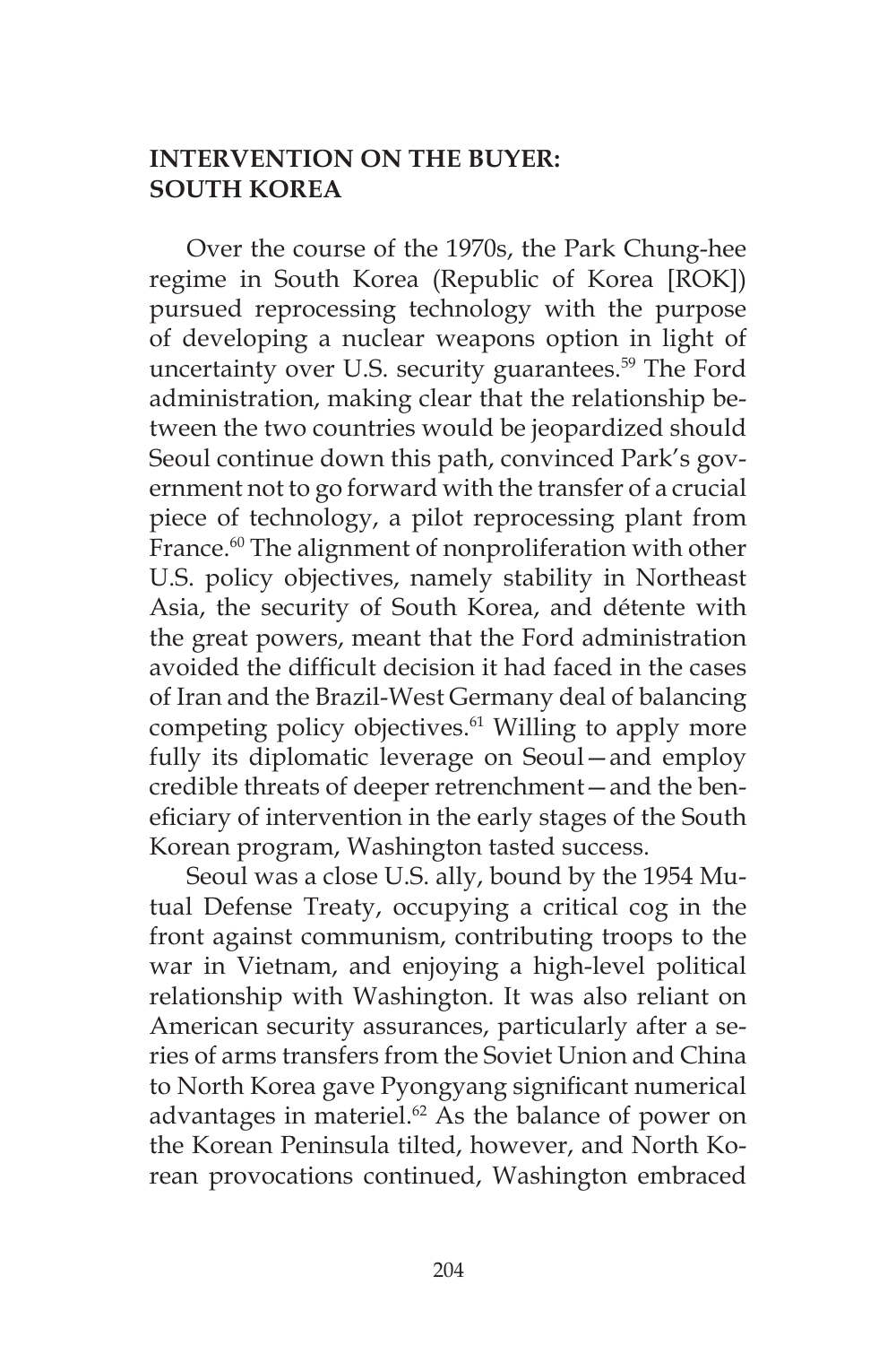## INTERVENTION ON THE BUYER: SOUTH KOREA

Over the course of the 1970s, the Park Chung-hee regime in South Korea (Republic of Korea [ROK]) pursued reprocessing technology with the purpose of developing a nuclear weapons option in light of uncertainty over U.S. security guarantees.[59] The Ford administration, making clear that the relationship between the two countries would be jeopardized should Seoul continue down this path, convinced Park's government not to go forward with the transfer of a crucial piece of technology, a pilot reprocessing plant from France.[60] The alignment of nonproliferation with other U.S. policy objectives, namely stability in Northeast Asia, the security of South Korea, and détente with the great powers, meant that the Ford administration avoided the difficult decision it had faced in the cases of Iran and the Brazil-West Germany deal of balancing competing policy objectives.[61] Willing to apply more fully its diplomatic leverage on Seoul—and employ credible threats of deeper retrenchment—and the beneficiary of intervention in the early stages of the South Korean program, Washington tasted success.

Seoul was a close U.S. ally, bound by the 1954 Mutual Defense Treaty, occupying a critical cog in the front against communism, contributing troops to the war in Vietnam, and enjoying a high-level political relationship with Washington. It was also reliant on American security assurances, particularly after a series of arms transfers from the Soviet Union and China to North Korea gave Pyongyang significant numerical advantages in materiel.[62] As the balance of power on the Korean Peninsula tilted, however, and North Korean provocations continued, Washington embraced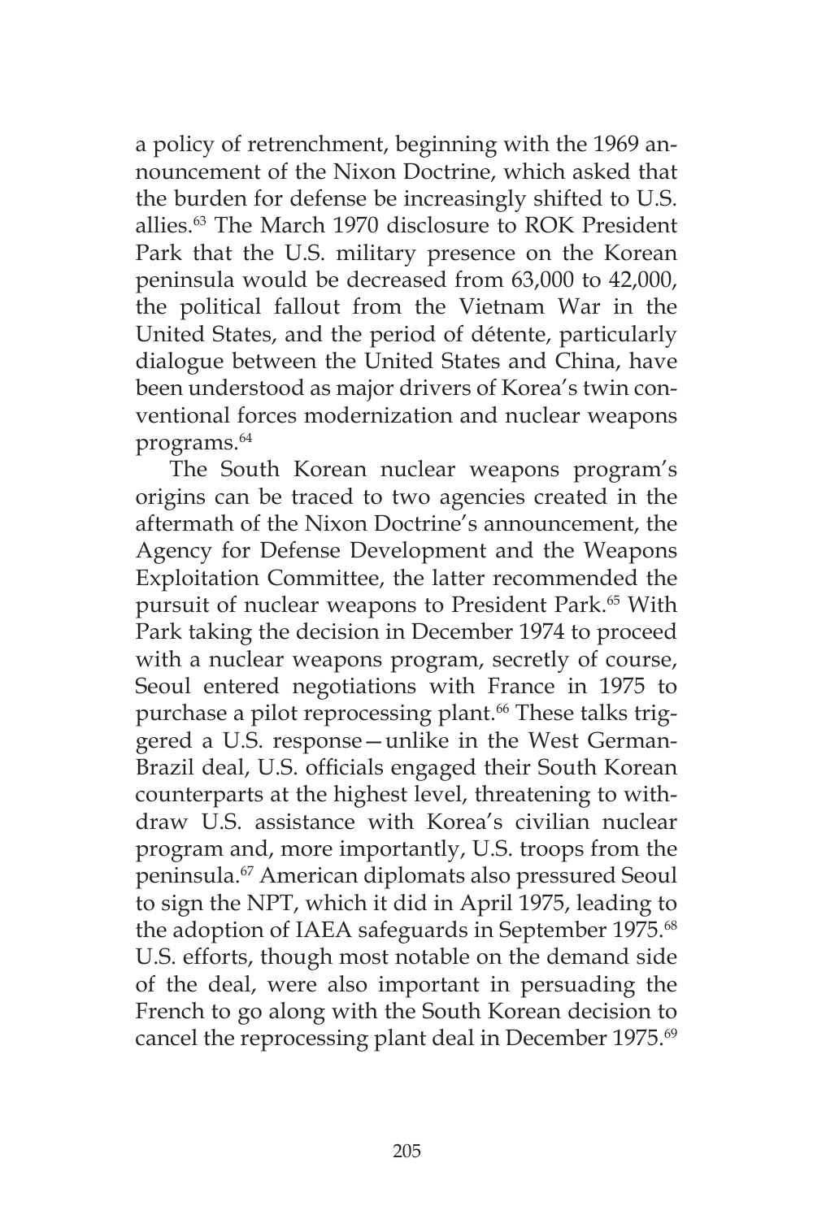a policy of retrenchment, beginning with the 1969 announcement of the Nixon Doctrine, which asked that the burden for defense be increasingly shifted to U.S. allies.[63] The March 1970 disclosure to ROK President Park that the U.S. military presence on the Korean peninsula would be decreased from 63,000 to 42,000, the political fallout from the Vietnam War in the United States, and the period of détente, particularly dialogue between the United States and China, have been understood as major drivers of Korea's twin conventional forces modernization and nuclear weapons programs.[64]

The South Korean nuclear weapons program's origins can be traced to two agencies created in the aftermath of the Nixon Doctrine's announcement, the Agency for Defense Development and the Weapons Exploitation Committee, the latter recommended the pursuit of nuclear weapons to President Park.[65] With Park taking the decision in December 1974 to proceed with a nuclear weapons program, secretly of course, Seoul entered negotiations with France in 1975 to purchase a pilot reprocessing plant.[66] These talks triggered a U.S. response—unlike in the West German-Brazil deal, U.S. officials engaged their South Korean counterparts at the highest level, threatening to withdraw U.S. assistance with Korea's civilian nuclear program and, more importantly, U.S. troops from the peninsula.[67] American diplomats also pressured Seoul to sign the NPT, which it did in April 1975, leading to the adoption of IAEA safeguards in September 1975.[68] U.S. efforts, though most notable on the demand side of the deal, were also important in persuading the French to go along with the South Korean decision to cancel the reprocessing plant deal in December 1975.[69]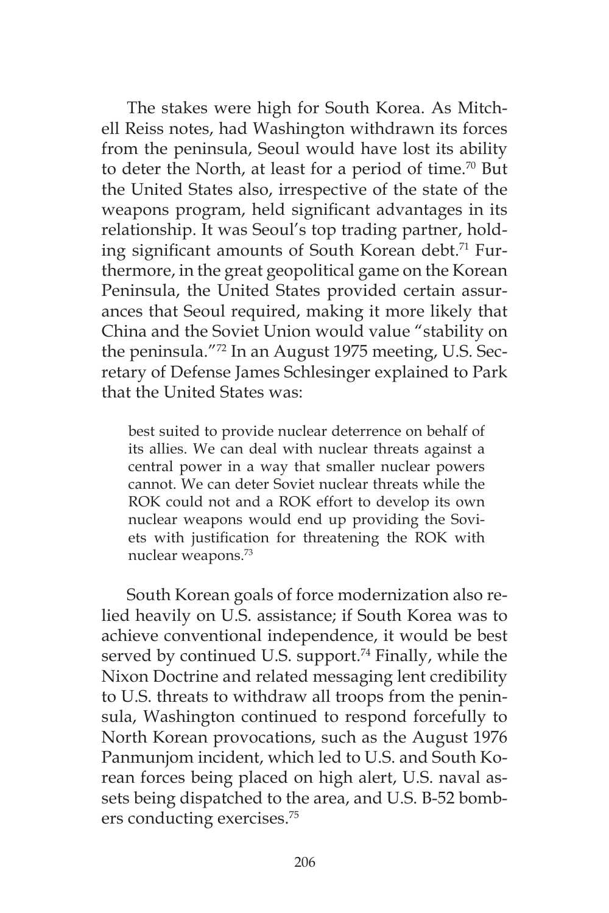The stakes were high for South Korea. As Mitchell Reiss notes, had Washington withdrawn its forces from the peninsula, Seoul would have lost its ability to deter the North, at least for a period of time.[70] But the United States also, irrespective of the state of the weapons program, held significant advantages in its relationship. It was Seoul's top trading partner, holding significant amounts of South Korean debt.[71] Furthermore, in the great geopolitical game on the Korean Peninsula, the United States provided certain assurances that Seoul required, making it more likely that China and the Soviet Union would value "stability on the peninsula."[72] In an August 1975 meeting, U.S. Secretary of Defense James Schlesinger explained to Park that the United States was:

> best suited to provide nuclear deterrence on behalf of its allies. We can deal with nuclear threats against a central power in a way that smaller nuclear powers cannot. We can deter Soviet nuclear threats while the ROK could not and a ROK effort to develop its own nuclear weapons would end up providing the Soviets with justification for threatening the ROK with nuclear weapons.[73]

South Korean goals of force modernization also relied heavily on U.S. assistance; if South Korea was to achieve conventional independence, it would be best served by continued U.S. support.[74] Finally, while the Nixon Doctrine and related messaging lent credibility to U.S. threats to withdraw all troops from the peninsula, Washington continued to respond forcefully to North Korean provocations, such as the August 1976 Panmunjom incident, which led to U.S. and South Korean forces being placed on high alert, U.S. naval assets being dispatched to the area, and U.S. B-52 bombers conducting exercises.[75]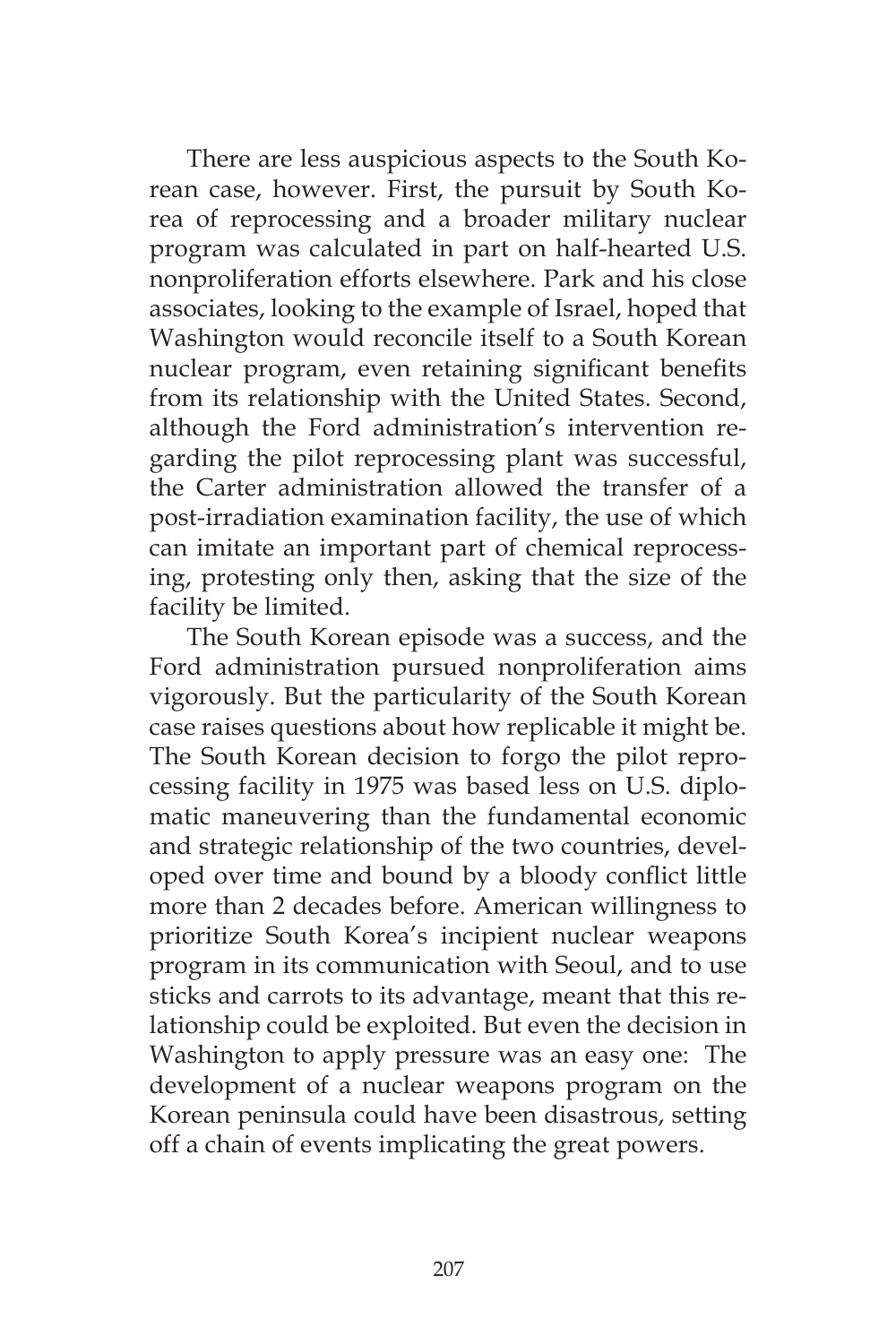There are less auspicious aspects to the South Korean case, however. First, the pursuit by South Korea of reprocessing and a broader military nuclear program was calculated in part on half-hearted U.S. nonproliferation efforts elsewhere. Park and his close associates, looking to the example of Israel, hoped that Washington would reconcile itself to a South Korean nuclear program, even retaining significant benefits from its relationship with the United States. Second, although the Ford administration's intervention regarding the pilot reprocessing plant was successful, the Carter administration allowed the transfer of a post-irradiation examination facility, the use of which can imitate an important part of chemical reprocessing, protesting only then, asking that the size of the facility be limited.

The South Korean episode was a success, and the Ford administration pursued nonproliferation aims vigorously. But the particularity of the South Korean case raises questions about how replicable it might be. The South Korean decision to forgo the pilot reprocessing facility in 1975 was based less on U.S. diplomatic maneuvering than the fundamental economic and strategic relationship of the two countries, developed over time and bound by a bloody conflict little more than 2 decades before. American willingness to prioritize South Korea's incipient nuclear weapons program in its communication with Seoul, and to use sticks and carrots to its advantage, meant that this relationship could be exploited. But even the decision in Washington to apply pressure was an easy one: The development of a nuclear weapons program on the Korean peninsula could have been disastrous, setting off a chain of events implicating the great powers.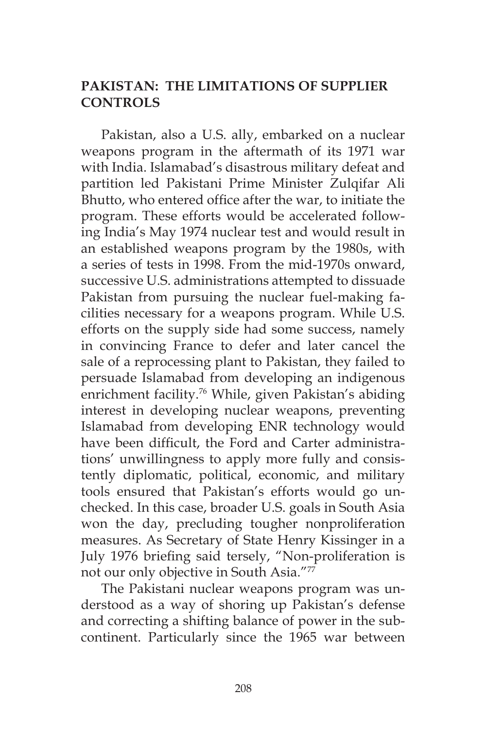## PAKISTAN: THE LIMITATIONS OF SUPPLIER CONTROLS

Pakistan, also a U.S. ally, embarked on a nuclear weapons program in the aftermath of its 1971 war with India. Islamabad's disastrous military defeat and partition led Pakistani Prime Minister Zulqifar Ali Bhutto, who entered office after the war, to initiate the program. These efforts would be accelerated following India's May 1974 nuclear test and would result in an established weapons program by the 1980s, with a series of tests in 1998. From the mid-1970s onward, successive U.S. administrations attempted to dissuade Pakistan from pursuing the nuclear fuel-making facilities necessary for a weapons program. While U.S. efforts on the supply side had some success, namely in convincing France to defer and later cancel the sale of a reprocessing plant to Pakistan, they failed to persuade Islamabad from developing an indigenous enrichment facility.[76] While, given Pakistan's abiding interest in developing nuclear weapons, preventing Islamabad from developing ENR technology would have been difficult, the Ford and Carter administrations' unwillingness to apply more fully and consistently diplomatic, political, economic, and military tools ensured that Pakistan's efforts would go unchecked. In this case, broader U.S. goals in South Asia won the day, precluding tougher nonproliferation measures. As Secretary of State Henry Kissinger in a July 1976 briefing said tersely, "Non-proliferation is not our only objective in South Asia."[77]

The Pakistani nuclear weapons program was understood as a way of shoring up Pakistan's defense and correcting a shifting balance of power in the subcontinent. Particularly since the 1965 war between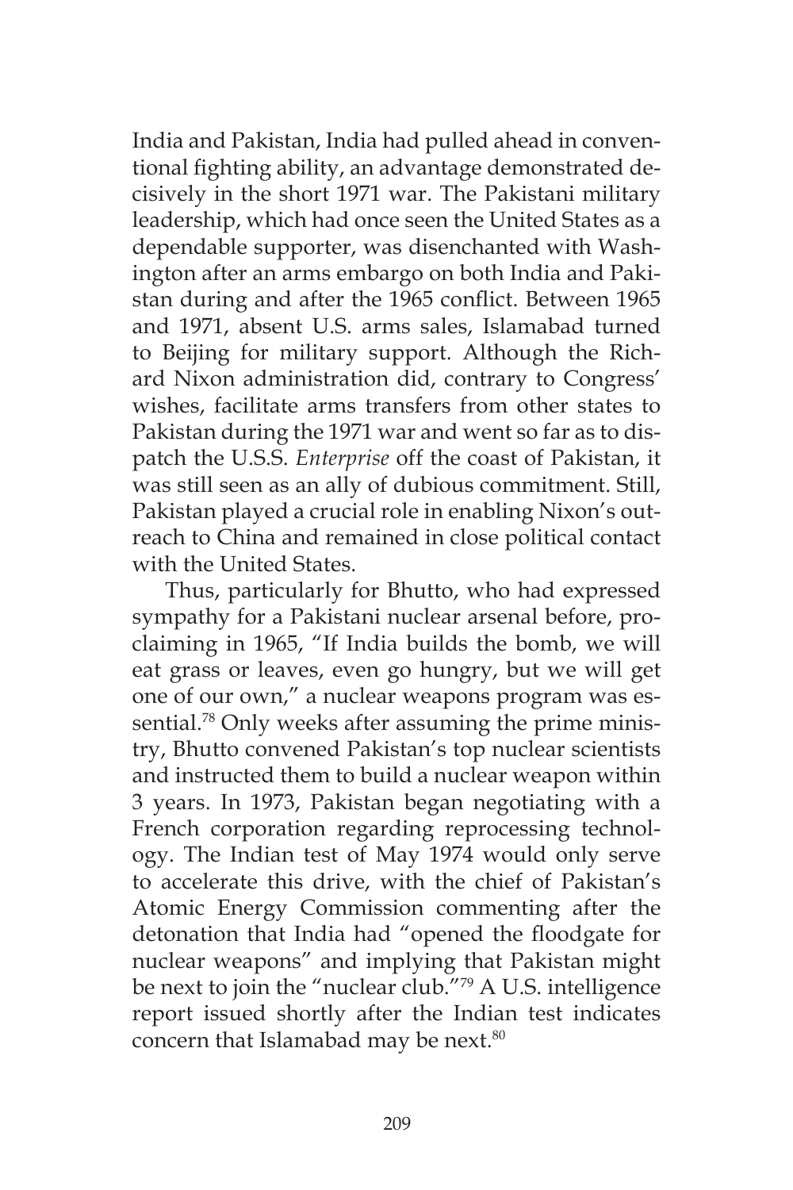India and Pakistan, India had pulled ahead in conventional fighting ability, an advantage demonstrated decisively in the short 1971 war. The Pakistani military leadership, which had once seen the United States as a dependable supporter, was disenchanted with Washington after an arms embargo on both India and Pakistan during and after the 1965 conflict. Between 1965 and 1971, absent U.S. arms sales, Islamabad turned to Beijing for military support. Although the Richard Nixon administration did, contrary to Congress' wishes, facilitate arms transfers from other states to Pakistan during the 1971 war and went so far as to dispatch the U.S.S. *Enterprise* off the coast of Pakistan, it was still seen as an ally of dubious commitment. Still, Pakistan played a crucial role in enabling Nixon's outreach to China and remained in close political contact with the United States.

Thus, particularly for Bhutto, who had expressed sympathy for a Pakistani nuclear arsenal before, proclaiming in 1965, "If India builds the bomb, we will eat grass or leaves, even go hungry, but we will get one of our own," a nuclear weapons program was essential.[78] Only weeks after assuming the prime ministry, Bhutto convened Pakistan's top nuclear scientists and instructed them to build a nuclear weapon within 3 years. In 1973, Pakistan began negotiating with a French corporation regarding reprocessing technology. The Indian test of May 1974 would only serve to accelerate this drive, with the chief of Pakistan's Atomic Energy Commission commenting after the detonation that India had "opened the floodgate for nuclear weapons" and implying that Pakistan might be next to join the "nuclear club."[79] A U.S. intelligence report issued shortly after the Indian test indicates concern that Islamabad may be next.[80]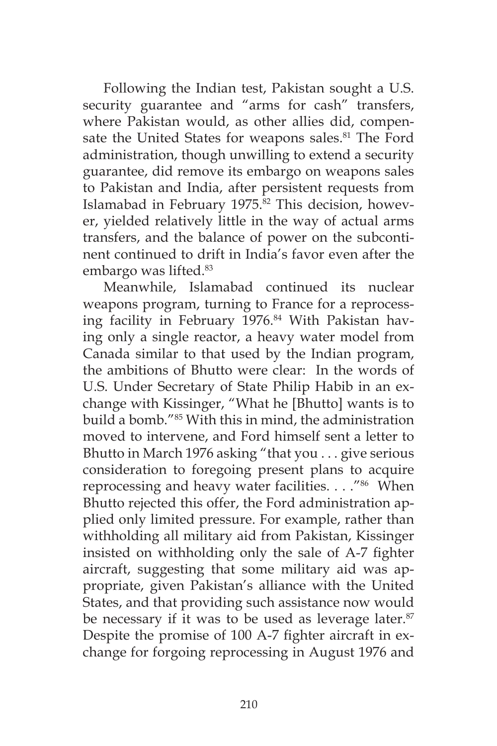Following the Indian test, Pakistan sought a U.S. security guarantee and "arms for cash" transfers, where Pakistan would, as other allies did, compensate the United States for weapons sales.[81] The Ford administration, though unwilling to extend a security guarantee, did remove its embargo on weapons sales to Pakistan and India, after persistent requests from Islamabad in February 1975.[82] This decision, however, yielded relatively little in the way of actual arms transfers, and the balance of power on the subcontinent continued to drift in India's favor even after the embargo was lifted.[83]

Meanwhile, Islamabad continued its nuclear weapons program, turning to France for a reprocessing facility in February 1976.[84] With Pakistan having only a single reactor, a heavy water model from Canada similar to that used by the Indian program, the ambitions of Bhutto were clear: In the words of U.S. Under Secretary of State Philip Habib in an exchange with Kissinger, "What he [Bhutto] wants is to build a bomb."[85] With this in mind, the administration moved to intervene, and Ford himself sent a letter to Bhutto in March 1976 asking "that you . . . give serious consideration to foregoing present plans to acquire reprocessing and heavy water facilities. . . ."[86] When Bhutto rejected this offer, the Ford administration applied only limited pressure. For example, rather than withholding all military aid from Pakistan, Kissinger insisted on withholding only the sale of A-7 fighter aircraft, suggesting that some military aid was appropriate, given Pakistan's alliance with the United States, and that providing such assistance now would be necessary if it was to be used as leverage later.[87] Despite the promise of 100 A-7 fighter aircraft in exchange for forgoing reprocessing in August 1976 and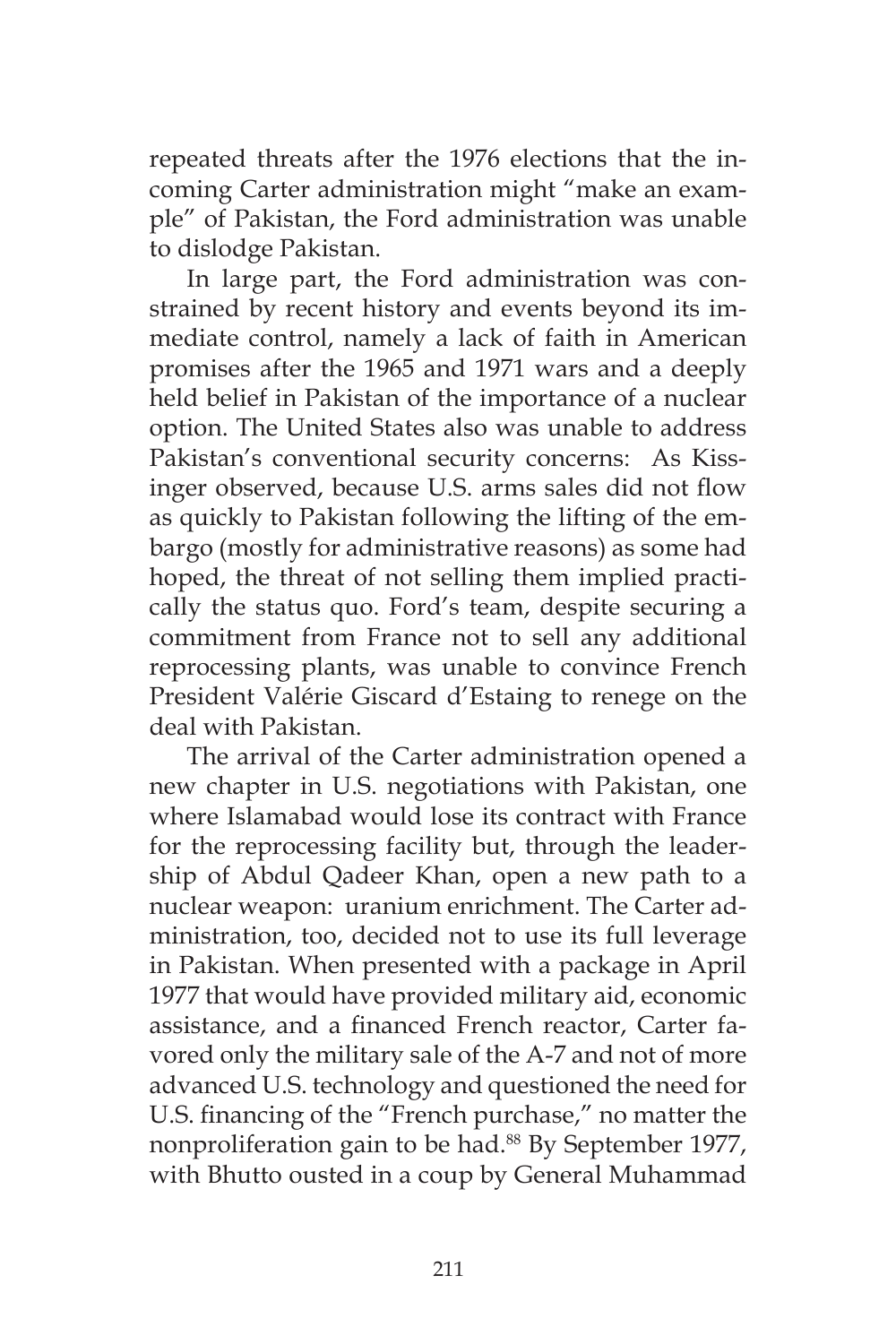repeated threats after the 1976 elections that the incoming Carter administration might "make an example" of Pakistan, the Ford administration was unable to dislodge Pakistan.

In large part, the Ford administration was constrained by recent history and events beyond its immediate control, namely a lack of faith in American promises after the 1965 and 1971 wars and a deeply held belief in Pakistan of the importance of a nuclear option. The United States also was unable to address Pakistan's conventional security concerns: As Kissinger observed, because U.S. arms sales did not flow as quickly to Pakistan following the lifting of the embargo (mostly for administrative reasons) as some had hoped, the threat of not selling them implied practically the status quo. Ford's team, despite securing a commitment from France not to sell any additional reprocessing plants, was unable to convince French President Valérie Giscard d'Estaing to renege on the deal with Pakistan.

The arrival of the Carter administration opened a new chapter in U.S. negotiations with Pakistan, one where Islamabad would lose its contract with France for the reprocessing facility but, through the leadership of Abdul Qadeer Khan, open a new path to a nuclear weapon: uranium enrichment. The Carter administration, too, decided not to use its full leverage in Pakistan. When presented with a package in April 1977 that would have provided military aid, economic assistance, and a financed French reactor, Carter favored only the military sale of the A-7 and not of more advanced U.S. technology and questioned the need for U.S. financing of the "French purchase," no matter the nonproliferation gain to be had.[88] By September 1977, with Bhutto ousted in a coup by General Muhammad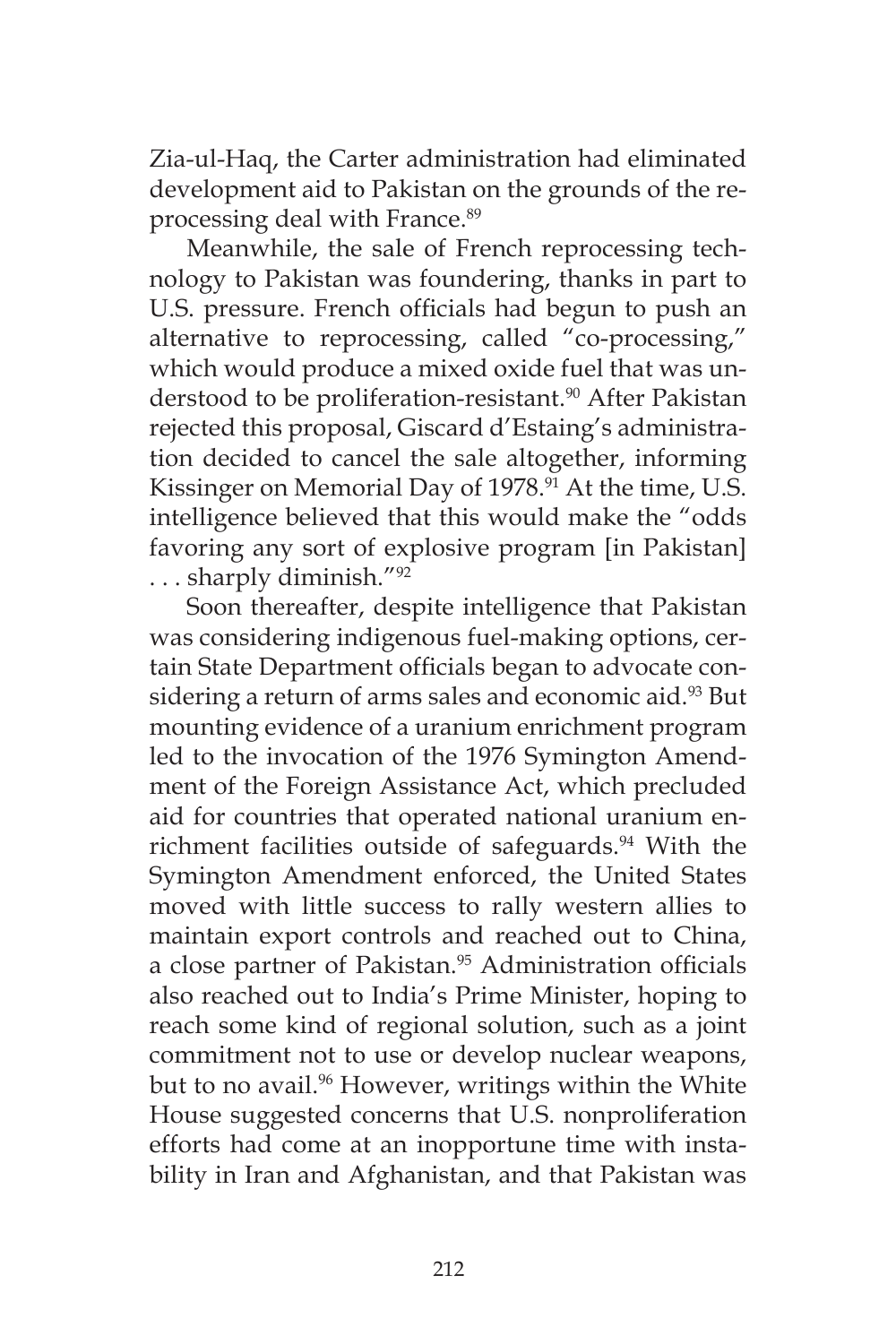Zia-ul-Haq, the Carter administration had eliminated development aid to Pakistan on the grounds of the reprocessing deal with France.[89]

Meanwhile, the sale of French reprocessing technology to Pakistan was foundering, thanks in part to U.S. pressure. French officials had begun to push an alternative to reprocessing, called "co-processing," which would produce a mixed oxide fuel that was understood to be proliferation-resistant.[90] After Pakistan rejected this proposal, Giscard d'Estaing's administration decided to cancel the sale altogether, informing Kissinger on Memorial Day of 1978.[91] At the time, U.S. intelligence believed that this would make the "odds favoring any sort of explosive program [in Pakistan] . . . sharply diminish."[92]

Soon thereafter, despite intelligence that Pakistan was considering indigenous fuel-making options, certain State Department officials began to advocate considering a return of arms sales and economic aid.[93] But mounting evidence of a uranium enrichment program led to the invocation of the 1976 Symington Amendment of the Foreign Assistance Act, which precluded aid for countries that operated national uranium enrichment facilities outside of safeguards.[94] With the Symington Amendment enforced, the United States moved with little success to rally western allies to maintain export controls and reached out to China, a close partner of Pakistan.[95] Administration officials also reached out to India's Prime Minister, hoping to reach some kind of regional solution, such as a joint commitment not to use or develop nuclear weapons, but to no avail.[96] However, writings within the White House suggested concerns that U.S. nonproliferation efforts had come at an inopportune time with instability in Iran and Afghanistan, and that Pakistan was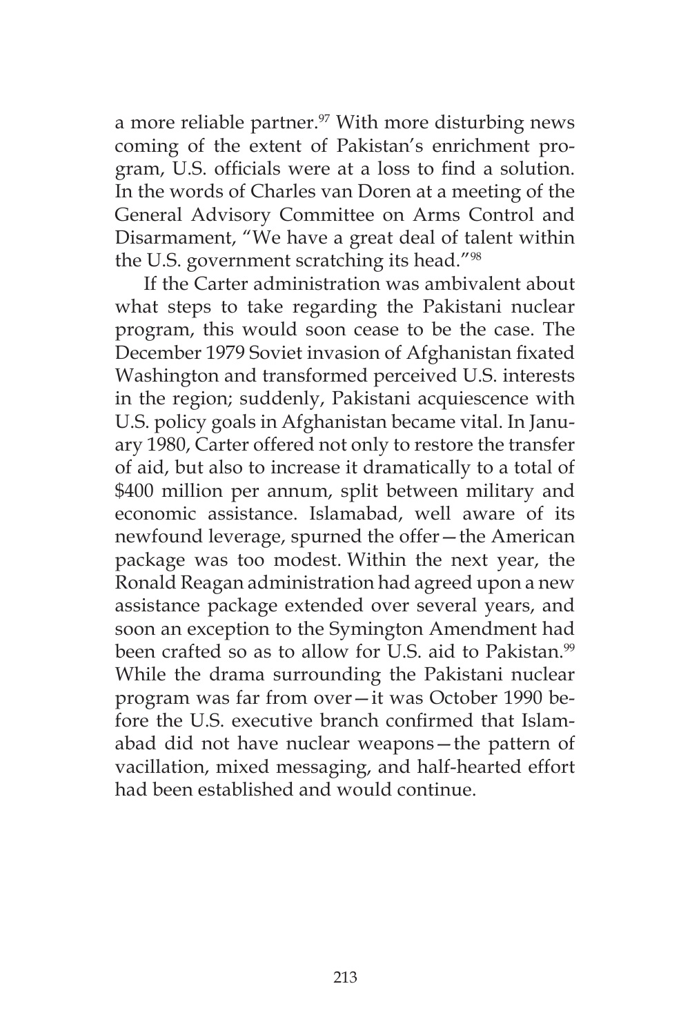a more reliable partner.[97] With more disturbing news coming of the extent of Pakistan's enrichment program, U.S. officials were at a loss to find a solution. In the words of Charles van Doren at a meeting of the General Advisory Committee on Arms Control and Disarmament, "We have a great deal of talent within the U.S. government scratching its head."[98]

If the Carter administration was ambivalent about what steps to take regarding the Pakistani nuclear program, this would soon cease to be the case. The December 1979 Soviet invasion of Afghanistan fixated Washington and transformed perceived U.S. interests in the region; suddenly, Pakistani acquiescence with U.S. policy goals in Afghanistan became vital. In January 1980, Carter offered not only to restore the transfer of aid, but also to increase it dramatically to a total of $400 million per annum, split between military and economic assistance. Islamabad, well aware of its newfound leverage, spurned the offer—the American package was too modest. Within the next year, the Ronald Reagan administration had agreed upon a new assistance package extended over several years, and soon an exception to the Symington Amendment had been crafted so as to allow for U.S. aid to Pakistan.[99] While the drama surrounding the Pakistani nuclear program was far from over—it was October 1990 before the U.S. executive branch confirmed that Islamabad did not have nuclear weapons—the pattern of vacillation, mixed messaging, and half-hearted effort had been established and would continue.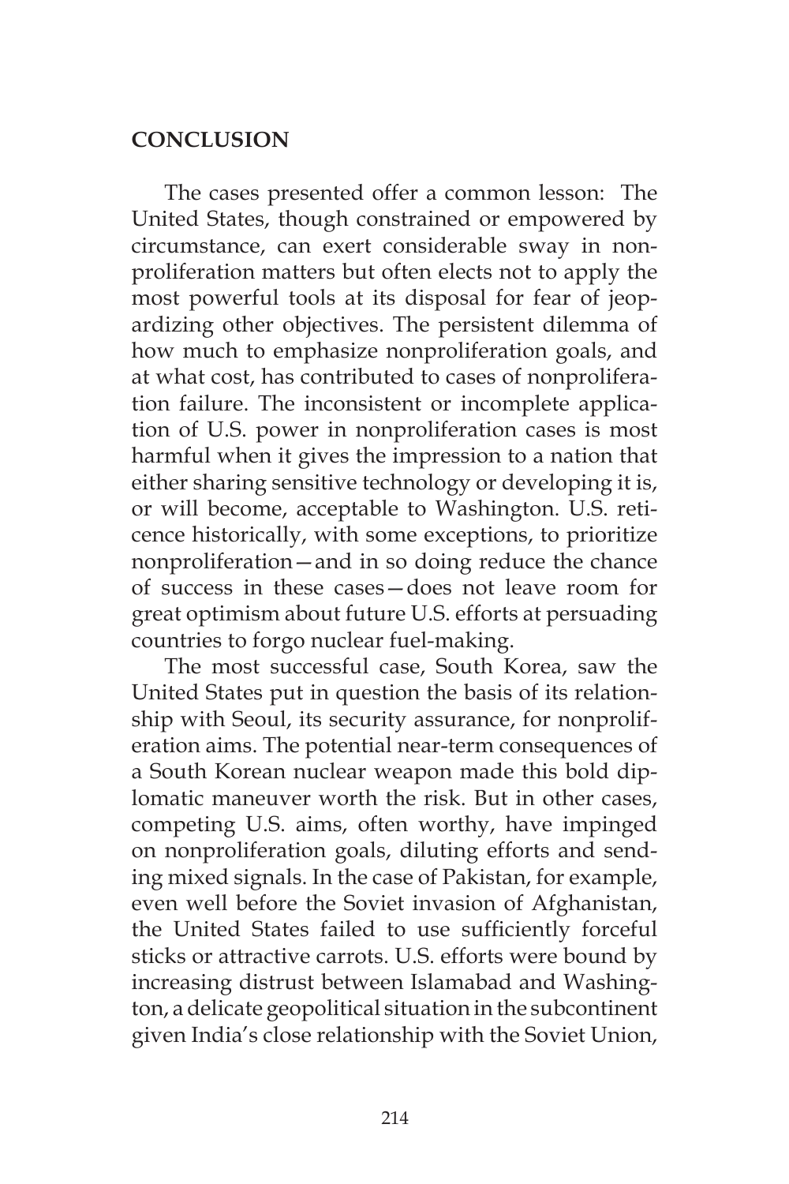## CONCLUSION

The cases presented offer a common lesson: The United States, though constrained or empowered by circumstance, can exert considerable sway in nonproliferation matters but often elects not to apply the most powerful tools at its disposal for fear of jeopardizing other objectives. The persistent dilemma of how much to emphasize nonproliferation goals, and at what cost, has contributed to cases of nonproliferation failure. The inconsistent or incomplete application of U.S. power in nonproliferation cases is most harmful when it gives the impression to a nation that either sharing sensitive technology or developing it is, or will become, acceptable to Washington. U.S. reticence historically, with some exceptions, to prioritize nonproliferation—and in so doing reduce the chance of success in these cases—does not leave room for great optimism about future U.S. efforts at persuading countries to forgo nuclear fuel-making.

The most successful case, South Korea, saw the United States put in question the basis of its relationship with Seoul, its security assurance, for nonproliferation aims. The potential near-term consequences of a South Korean nuclear weapon made this bold diplomatic maneuver worth the risk. But in other cases, competing U.S. aims, often worthy, have impinged on nonproliferation goals, diluting efforts and sending mixed signals. In the case of Pakistan, for example, even well before the Soviet invasion of Afghanistan, the United States failed to use sufficiently forceful sticks or attractive carrots. U.S. efforts were bound by increasing distrust between Islamabad and Washington, a delicate geopolitical situation in the subcontinent given India's close relationship with the Soviet Union,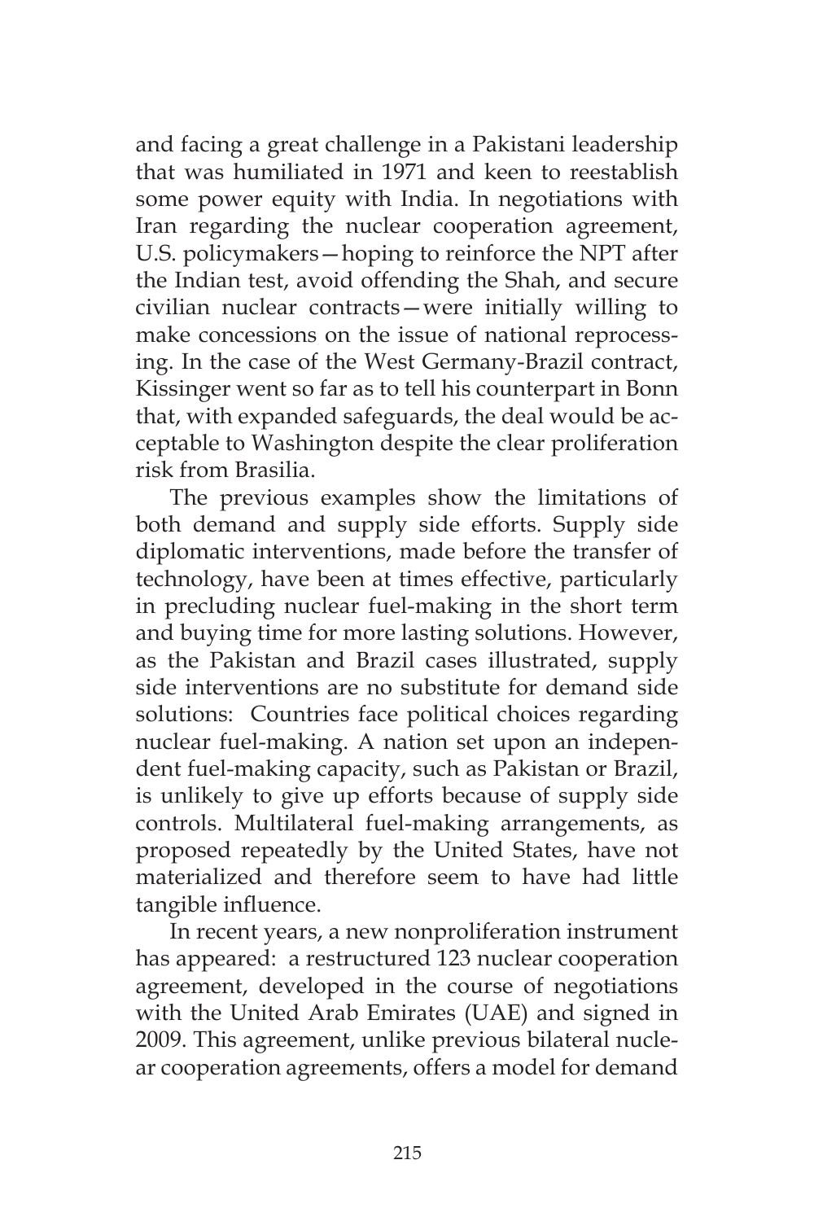and facing a great challenge in a Pakistani leadership that was humiliated in 1971 and keen to reestablish some power equity with India. In negotiations with Iran regarding the nuclear cooperation agreement, U.S. policymakers—hoping to reinforce the NPT after the Indian test, avoid offending the Shah, and secure civilian nuclear contracts—were initially willing to make concessions on the issue of national reprocessing. In the case of the West Germany-Brazil contract, Kissinger went so far as to tell his counterpart in Bonn that, with expanded safeguards, the deal would be acceptable to Washington despite the clear proliferation risk from Brasilia.

The previous examples show the limitations of both demand and supply side efforts. Supply side diplomatic interventions, made before the transfer of technology, have been at times effective, particularly in precluding nuclear fuel-making in the short term and buying time for more lasting solutions. However, as the Pakistan and Brazil cases illustrated, supply side interventions are no substitute for demand side solutions: Countries face political choices regarding nuclear fuel-making. A nation set upon an independent fuel-making capacity, such as Pakistan or Brazil, is unlikely to give up efforts because of supply side controls. Multilateral fuel-making arrangements, as proposed repeatedly by the United States, have not materialized and therefore seem to have had little tangible influence.

In recent years, a new nonproliferation instrument has appeared: a restructured 123 nuclear cooperation agreement, developed in the course of negotiations with the United Arab Emirates (UAE) and signed in 2009. This agreement, unlike previous bilateral nuclear cooperation agreements, offers a model for demand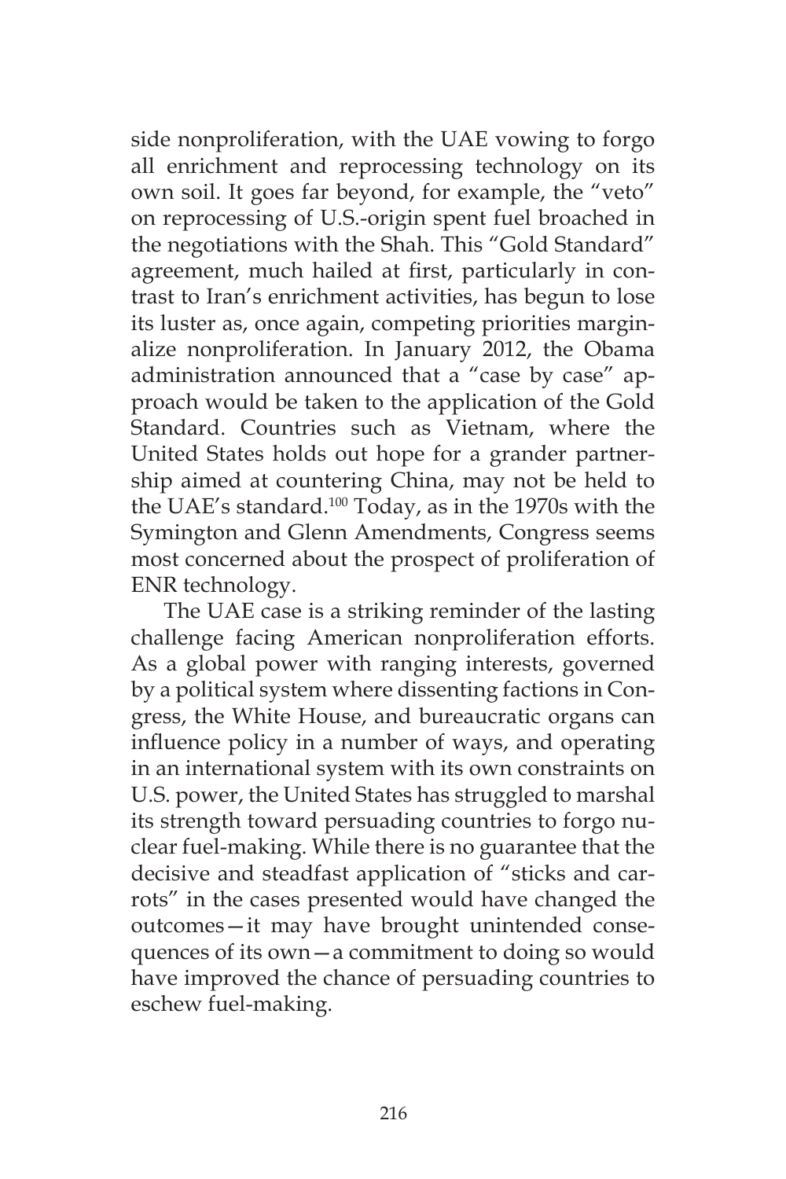side nonproliferation, with the UAE vowing to forgo all enrichment and reprocessing technology on its own soil. It goes far beyond, for example, the "veto" on reprocessing of U.S.-origin spent fuel broached in the negotiations with the Shah. This "Gold Standard" agreement, much hailed at first, particularly in contrast to Iran's enrichment activities, has begun to lose its luster as, once again, competing priorities marginalize nonproliferation. In January 2012, the Obama administration announced that a "case by case" approach would be taken to the application of the Gold Standard. Countries such as Vietnam, where the United States holds out hope for a grander partnership aimed at countering China, may not be held to the UAE's standard.[100] Today, as in the 1970s with the Symington and Glenn Amendments, Congress seems most concerned about the prospect of proliferation of ENR technology.

The UAE case is a striking reminder of the lasting challenge facing American nonproliferation efforts. As a global power with ranging interests, governed by a political system where dissenting factions in Congress, the White House, and bureaucratic organs can influence policy in a number of ways, and operating in an international system with its own constraints on U.S. power, the United States has struggled to marshal its strength toward persuading countries to forgo nuclear fuel-making. While there is no guarantee that the decisive and steadfast application of "sticks and carrots" in the cases presented would have changed the outcomes—it may have brought unintended consequences of its own—a commitment to doing so would have improved the chance of persuading countries to eschew fuel-making.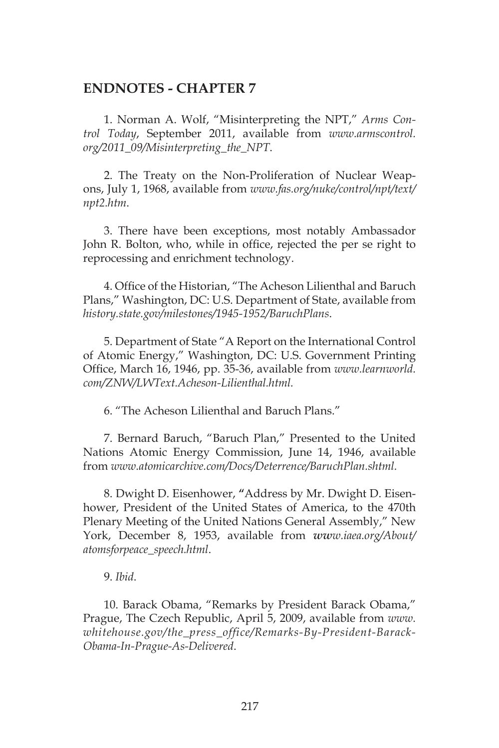## ENDNOTES - CHAPTER 7

1. Norman A. Wolf, "Misinterpreting the NPT," *Arms Control Today*, September 2011, available from *www.armscontrol.org/2011_09/Misinterpreting_the_NPT*.

2. The Treaty on the Non-Proliferation of Nuclear Weapons, July 1, 1968, available from *www.fas.org/nuke/control/npt/text/npt2.htm*.

3. There have been exceptions, most notably Ambassador John R. Bolton, who, while in office, rejected the per se right to reprocessing and enrichment technology.

4. Office of the Historian, "The Acheson Lilienthal and Baruch Plans," Washington, DC: U.S. Department of State, available from *history.state.gov/milestones/1945-1952/BaruchPlans*.

5. Department of State "A Report on the International Control of Atomic Energy," Washington, DC: U.S. Government Printing Office, March 16, 1946, pp. 35-36, available from *www.learnworld.com/ZNW/LWText.Acheson-Lilienthal.html.*

6. "The Acheson Lilienthal and Baruch Plans."

7. Bernard Baruch, "Baruch Plan," Presented to the United Nations Atomic Energy Commission, June 14, 1946, available from *www.atomicarchive.com/Docs/Deterrence/BaruchPlan.shtml.*

8. Dwight D. Eisenhower, "Address by Mr. Dwight D. Eisenhower, President of the United States of America, to the 470th Plenary Meeting of the United Nations General Assembly," New York, December 8, 1953, available from *www.iaea.org/About/atomsforpeace_speech.html*.

9. *Ibid*.

10. Barack Obama, "Remarks by President Barack Obama," Prague, The Czech Republic, April 5, 2009, available from *www.whitehouse.gov/the_press_office/Remarks-By-President-Barack-Obama-In-Prague-As-Delivered*.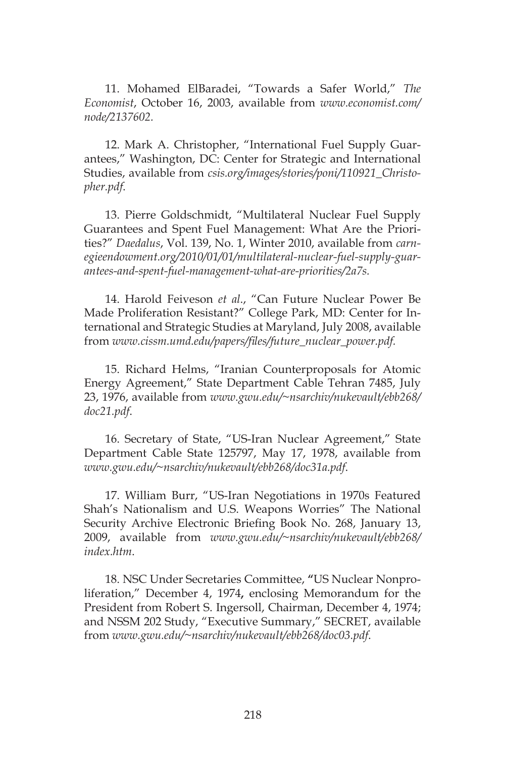11. Mohamed ElBaradei, "Towards a Safer World," *The Economist*, October 16, 2003, available from *www.economist.com/node/2137602*.

12. Mark A. Christopher, "International Fuel Supply Guarantees," Washington, DC: Center for Strategic and International Studies, available from *csis.org/images/stories/poni/110921_Christopher.pdf*.

13. Pierre Goldschmidt, "Multilateral Nuclear Fuel Supply Guarantees and Spent Fuel Management: What Are the Priorities?" *Daedalus*, Vol. 139, No. 1, Winter 2010, available from *carnegieendowment.org/2010/01/01/multilateral-nuclear-fuel-supply-guarantees-and-spent-fuel-management-what-are-priorities/2a7s*.

14. Harold Feiveson *et al*., "Can Future Nuclear Power Be Made Proliferation Resistant?" College Park, MD: Center for International and Strategic Studies at Maryland, July 2008, available from *www.cissm.umd.edu/papers/files/future_nuclear_power.pdf*.

15. Richard Helms, "Iranian Counterproposals for Atomic Energy Agreement," State Department Cable Tehran 7485, July 23, 1976, available from *www.gwu.edu/~nsarchiv/nukevault/ebb268/doc21.pdf*.

16. Secretary of State, "US-Iran Nuclear Agreement," State Department Cable State 125797, May 17, 1978, available from *www.gwu.edu/~nsarchiv/nukevault/ebb268/doc31a.pdf*.

17. William Burr, "US-Iran Negotiations in 1970s Featured Shah's Nationalism and U.S. Weapons Worries" The National Security Archive Electronic Briefing Book No. 268, January 13, 2009, available from *www.gwu.edu/~nsarchiv/nukevault/ebb268/index.htm*.

18. NSC Under Secretaries Committee, **"**US Nuclear Nonproliferation," December 4, 1974**,** enclosing Memorandum for the President from Robert S. Ingersoll, Chairman, December 4, 1974; and NSSM 202 Study, "Executive Summary," SECRET, available from *www.gwu.edu/~nsarchiv/nukevault/ebb268/doc03.pdf*.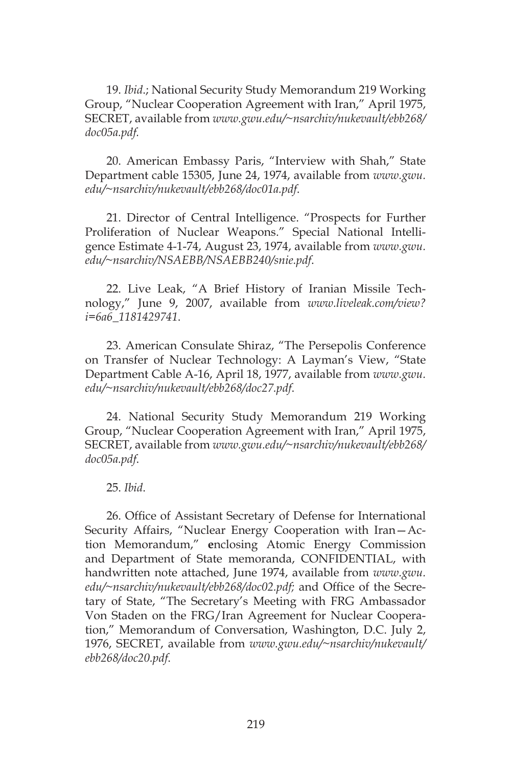19. *Ibid*.; National Security Study Memorandum 219 Working Group, "Nuclear Cooperation Agreement with Iran," April 1975, SECRET, available from *www.gwu.edu/~nsarchiv/nukevault/ebb268/doc05a.pdf*.

20. American Embassy Paris, "Interview with Shah," State Department cable 15305, June 24, 1974, available from *www.gwu.edu/~nsarchiv/nukevault/ebb268/doc01a.pdf*.

21. Director of Central Intelligence. "Prospects for Further Proliferation of Nuclear Weapons." Special National Intelligence Estimate 4-1-74, August 23, 1974, available from *www.gwu.edu/~nsarchiv/NSAEBB/NSAEBB240/snie.pdf*.

22. Live Leak, "A Brief History of Iranian Missile Technology," June 9, 2007, available from *www.liveleak.com/view?i=6a6_1181429741*.

23. American Consulate Shiraz, "The Persepolis Conference on Transfer of Nuclear Technology: A Layman's View, "State Department Cable A-16, April 18, 1977, available from *www.gwu.edu/~nsarchiv/nukevault/ebb268/doc27.pdf*.

24. National Security Study Memorandum 219 Working Group, "Nuclear Cooperation Agreement with Iran," April 1975, SECRET, available from *www.gwu.edu/~nsarchiv/nukevault/ebb268/doc05a.pdf*.

25. *Ibid*.

26. Office of Assistant Secretary of Defense for International Security Affairs, "Nuclear Energy Cooperation with Iran—Action Memorandum," **e**nclosing Atomic Energy Commission and Department of State memoranda, CONFIDENTIAL, with handwritten note attached, June 1974, available from *www.gwu.edu/~nsarchiv/nukevault/ebb268/doc02.pdf;* and Office of the Secretary of State, "The Secretary's Meeting with FRG Ambassador Von Staden on the FRG/Iran Agreement for Nuclear Cooperation," Memorandum of Conversation, Washington, D.C. July 2, 1976, SECRET, available from *www.gwu.edu/~nsarchiv/nukevault/ebb268/doc20.pdf*.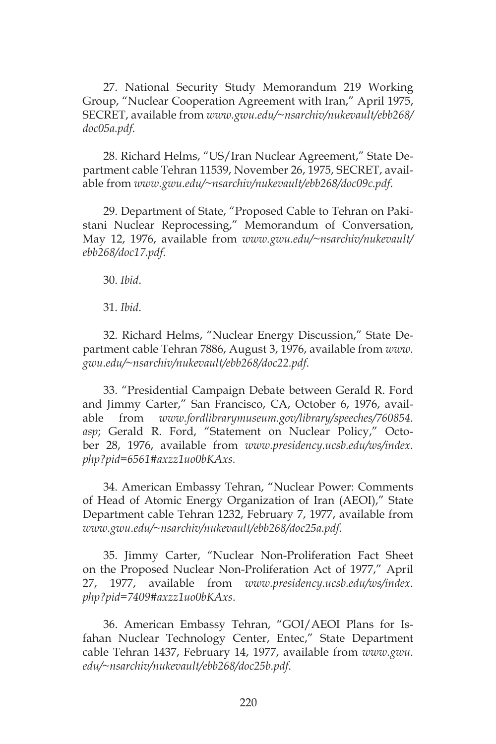27. National Security Study Memorandum 219 Working Group, "Nuclear Cooperation Agreement with Iran," April 1975, SECRET, available from *www.gwu.edu/~nsarchiv/nukevault/ebb268/doc05a.pdf*.

28. Richard Helms, "US/Iran Nuclear Agreement," State Department cable Tehran 11539, November 26, 1975, SECRET, available from *www.gwu.edu/~nsarchiv/nukevault/ebb268/doc09c.pdf*.

29. Department of State, "Proposed Cable to Tehran on Pakistani Nuclear Reprocessing," Memorandum of Conversation, May 12, 1976, available from *www.gwu.edu/~nsarchiv/nukevault/ebb268/doc17.pdf*.

30. *Ibid*.

31. *Ibid*.

32. Richard Helms, "Nuclear Energy Discussion," State Department cable Tehran 7886, August 3, 1976, available from *www.gwu.edu/~nsarchiv/nukevault/ebb268/doc22.pdf*.

33. "Presidential Campaign Debate between Gerald R. Ford and Jimmy Carter," San Francisco, CA, October 6, 1976, available from *www.fordlibrarymuseum.gov/library/speeches/760854.asp*; Gerald R. Ford, "Statement on Nuclear Policy," October 28, 1976, available from *www.presidency.ucsb.edu/ws/index.php?pid=6561#axzz1uo0bKAxs.*

34. American Embassy Tehran, "Nuclear Power: Comments of Head of Atomic Energy Organization of Iran (AEOI)," State Department cable Tehran 1232, February 7, 1977, available from *www.gwu.edu/~nsarchiv/nukevault/ebb268/doc25a.pdf*.

35. Jimmy Carter, "Nuclear Non-Proliferation Fact Sheet on the Proposed Nuclear Non-Proliferation Act of 1977," April 27, 1977, available from *www.presidency.ucsb.edu/ws/index.php?pid=7409#axzz1uo0bKAxs*.

36. American Embassy Tehran, "GOI/AEOI Plans for Isfahan Nuclear Technology Center, Entec," State Department cable Tehran 1437, February 14, 1977, available from *www.gwu.edu/~nsarchiv/nukevault/ebb268/doc25b.pdf*.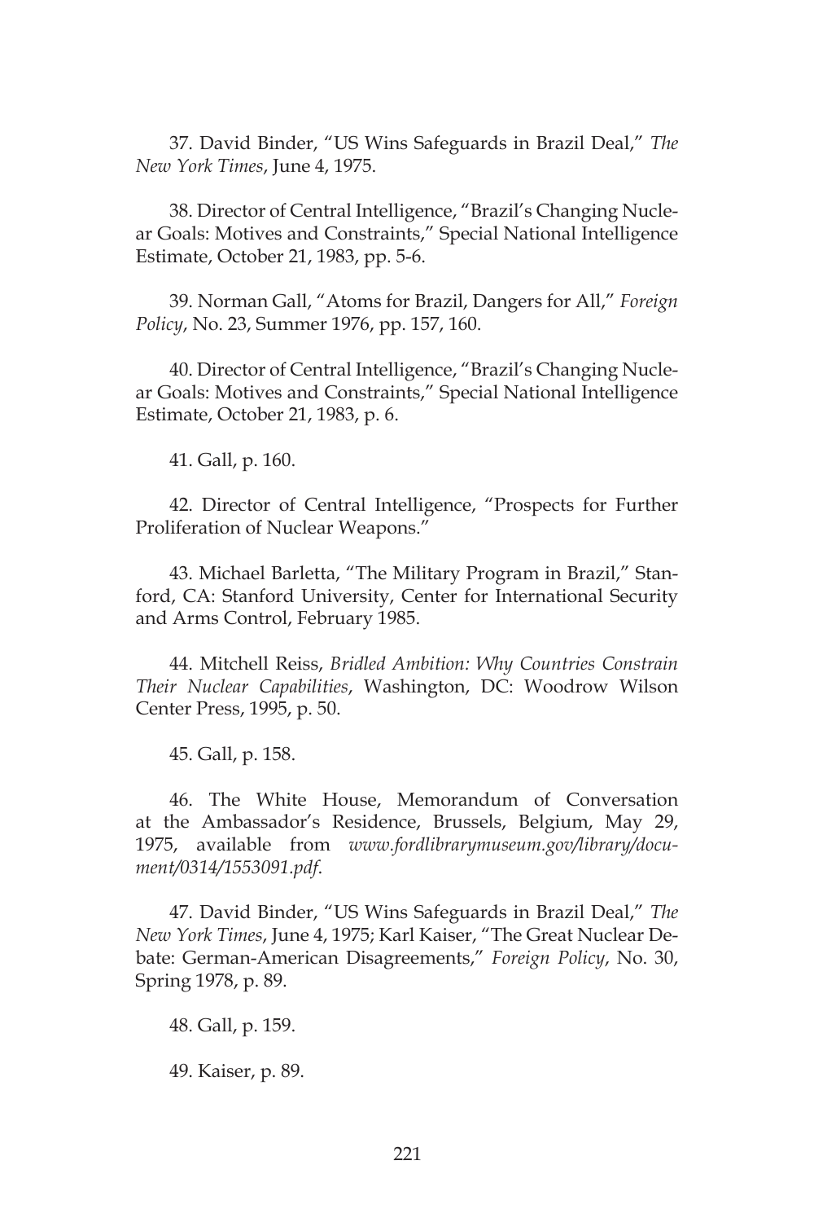37. David Binder, "US Wins Safeguards in Brazil Deal," *The New York Times*, June 4, 1975.

38. Director of Central Intelligence, "Brazil's Changing Nuclear Goals: Motives and Constraints," Special National Intelligence Estimate, October 21, 1983, pp. 5-6.

39. Norman Gall, "Atoms for Brazil, Dangers for All," *Foreign Policy*, No. 23, Summer 1976, pp. 157, 160.

40. Director of Central Intelligence, "Brazil's Changing Nuclear Goals: Motives and Constraints," Special National Intelligence Estimate, October 21, 1983, p. 6.

41. Gall, p. 160.

42. Director of Central Intelligence, "Prospects for Further Proliferation of Nuclear Weapons."

43. Michael Barletta, "The Military Program in Brazil," Stanford, CA: Stanford University, Center for International Security and Arms Control, February 1985.

44. Mitchell Reiss, *Bridled Ambition: Why Countries Constrain Their Nuclear Capabilities*, Washington, DC: Woodrow Wilson Center Press, 1995, p. 50.

45. Gall, p. 158.

46. The White House, Memorandum of Conversation at the Ambassador's Residence, Brussels, Belgium, May 29, 1975, available from *www.fordlibrarymuseum.gov/library/document/0314/1553091.pdf*.

47. David Binder, "US Wins Safeguards in Brazil Deal," *The New York Times*, June 4, 1975; Karl Kaiser, "The Great Nuclear Debate: German-American Disagreements," *Foreign Policy*, No. 30, Spring 1978, p. 89.

48. Gall, p. 159.

49. Kaiser, p. 89.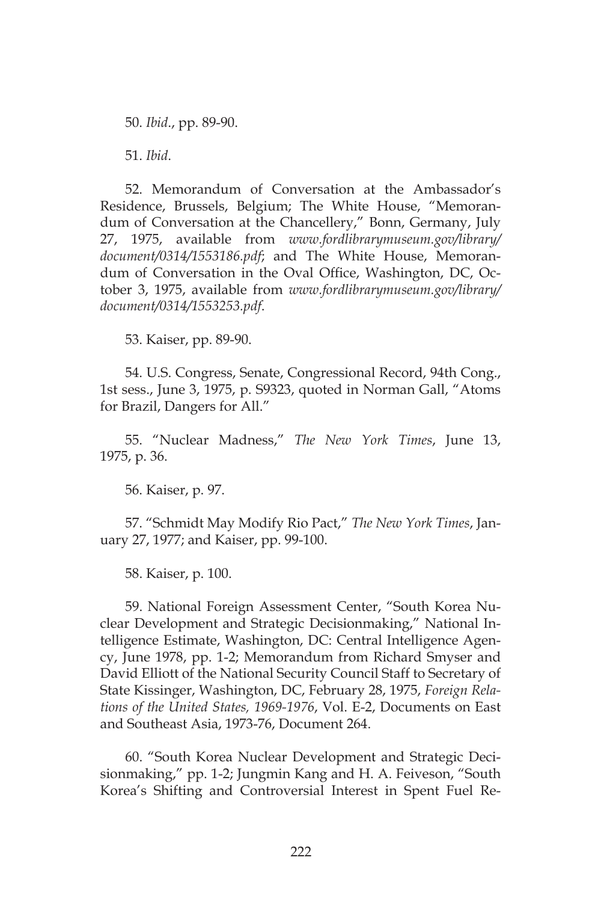50. *Ibid*., pp. 89-90.

51. *Ibid*.

52. Memorandum of Conversation at the Ambassador's Residence, Brussels, Belgium; The White House, "Memorandum of Conversation at the Chancellery," Bonn, Germany, July 27, 1975, available from *www.fordlibrarymuseum.gov/library/document/0314/1553186.pdf*; and The White House, Memorandum of Conversation in the Oval Office, Washington, DC, October 3, 1975, available from *www.fordlibrarymuseum.gov/library/document/0314/1553253.pdf*.

53. Kaiser, pp. 89-90.

54. U.S. Congress, Senate, Congressional Record, 94th Cong., 1st sess., June 3, 1975, p. S9323, quoted in Norman Gall, "Atoms for Brazil, Dangers for All."

55. "Nuclear Madness," *The New York Times*, June 13, 1975, p. 36.

56. Kaiser, p. 97.

57. "Schmidt May Modify Rio Pact," *The New York Times*, January 27, 1977; and Kaiser, pp. 99-100.

58. Kaiser, p. 100.

59. National Foreign Assessment Center, "South Korea Nuclear Development and Strategic Decisionmaking," National Intelligence Estimate, Washington, DC: Central Intelligence Agency, June 1978, pp. 1-2; Memorandum from Richard Smyser and David Elliott of the National Security Council Staff to Secretary of State Kissinger, Washington, DC, February 28, 1975, *Foreign Relations of the United States, 1969-1976*, Vol. E-2, Documents on East and Southeast Asia, 1973-76, Document 264.

60. "South Korea Nuclear Development and Strategic Decisionmaking," pp. 1-2; Jungmin Kang and H. A. Feiveson, "South Korea's Shifting and Controversial Interest in Spent Fuel Re-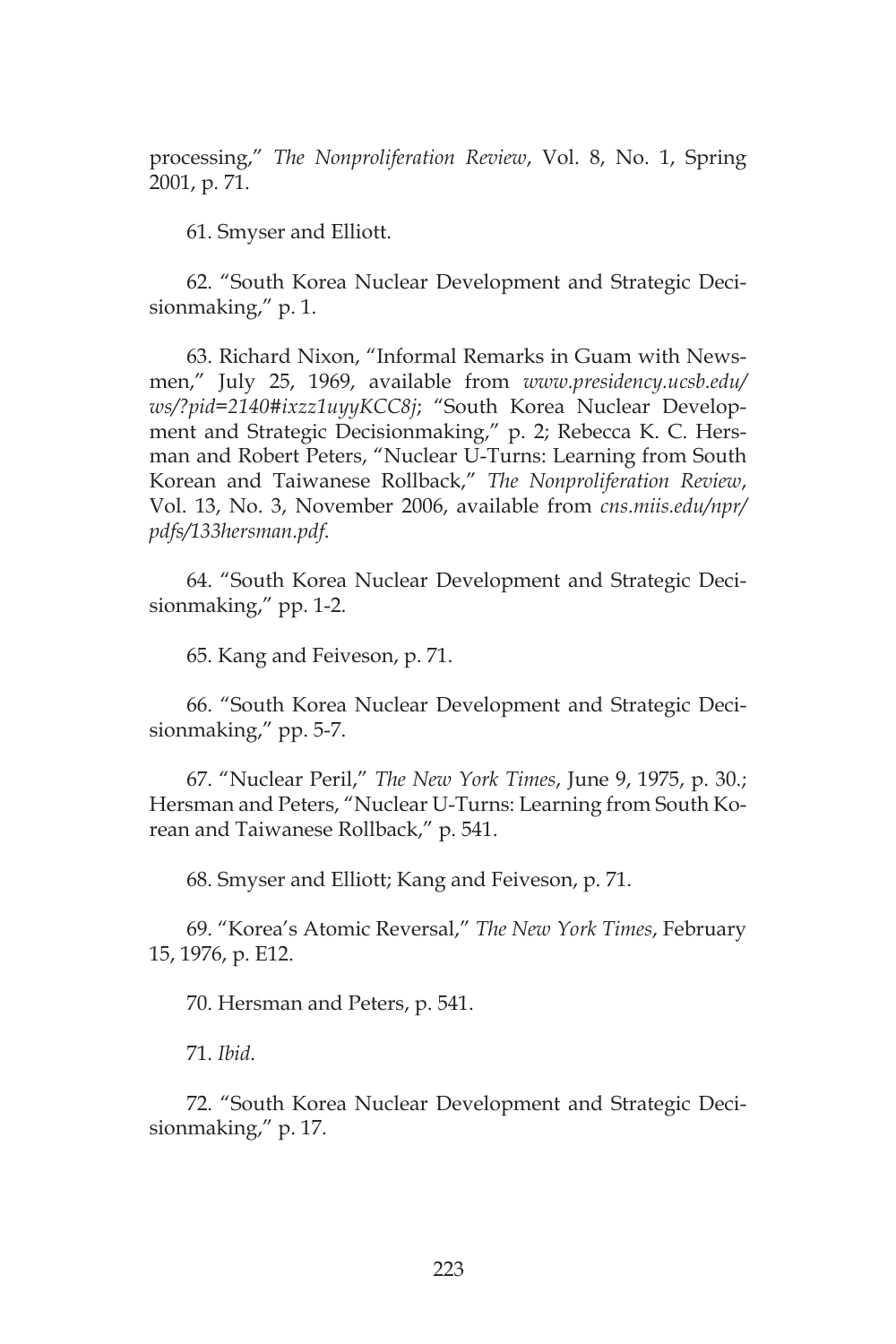processing," *The Nonproliferation Review*, Vol. 8, No. 1, Spring 2001, p. 71.

61. Smyser and Elliott.

62. "South Korea Nuclear Development and Strategic Decisionmaking," p. 1.

63. Richard Nixon, "Informal Remarks in Guam with Newsmen," July 25, 1969, available from *www.presidency.ucsb.edu/ws/?pid=2140#ixzz1uyyKCC8j*; "South Korea Nuclear Development and Strategic Decisionmaking," p. 2; Rebecca K. C. Hersman and Robert Peters, "Nuclear U-Turns: Learning from South Korean and Taiwanese Rollback," *The Nonproliferation Review*, Vol. 13, No. 3, November 2006, available from *cns.miis.edu/npr/pdfs/133hersman.pdf*.

64. "South Korea Nuclear Development and Strategic Decisionmaking," pp. 1-2.

65. Kang and Feiveson, p. 71.

66. "South Korea Nuclear Development and Strategic Decisionmaking," pp. 5-7.

67. "Nuclear Peril," *The New York Times*, June 9, 1975, p. 30.; Hersman and Peters, "Nuclear U-Turns: Learning from South Korean and Taiwanese Rollback," p. 541.

68. Smyser and Elliott; Kang and Feiveson, p. 71.

69. "Korea's Atomic Reversal," *The New York Times*, February 15, 1976, p. E12.

70. Hersman and Peters, p. 541.

71. *Ibid*.

72. "South Korea Nuclear Development and Strategic Decisionmaking," p. 17.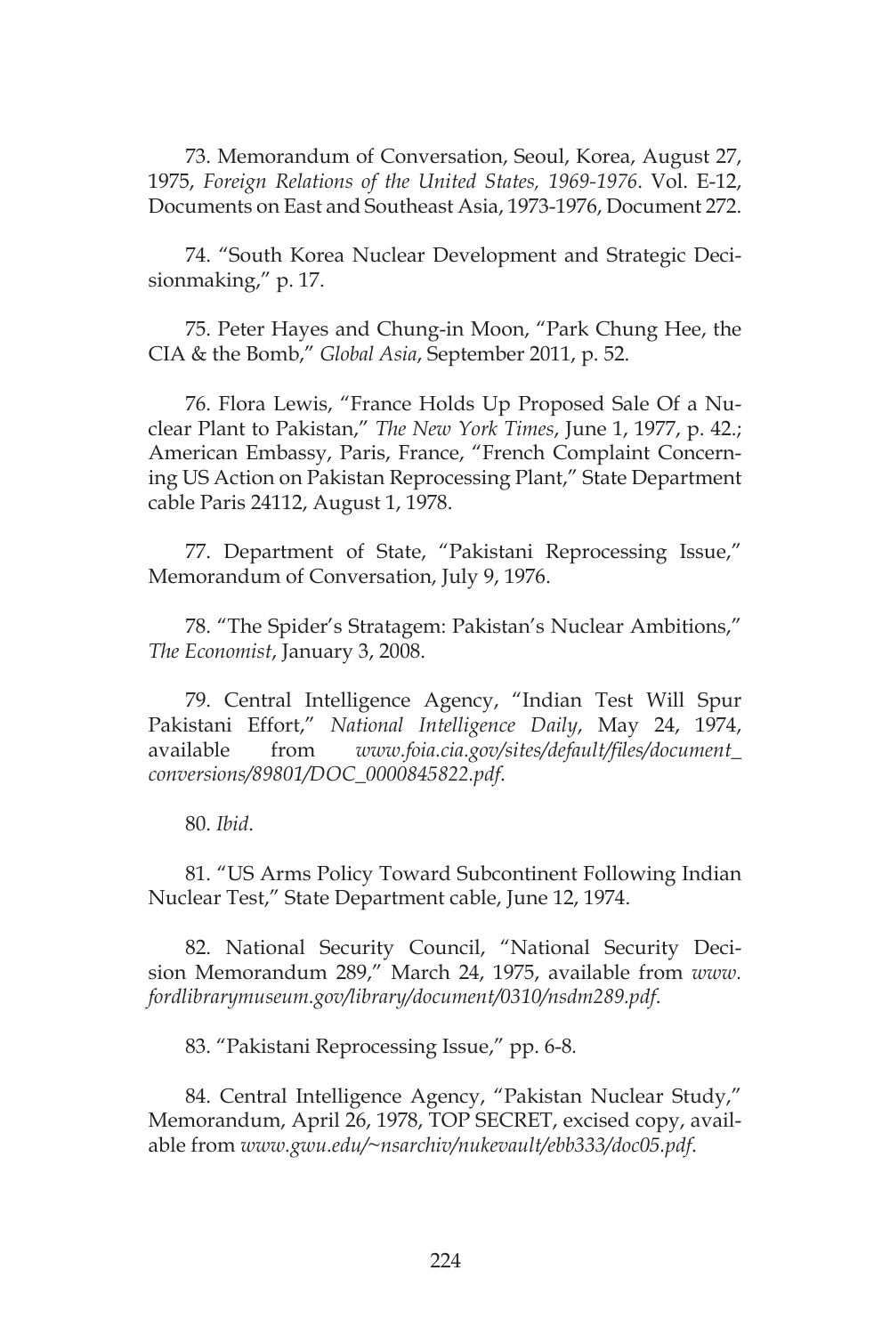73. Memorandum of Conversation, Seoul, Korea, August 27, 1975, *Foreign Relations of the United States, 1969-1976*. Vol. E-12, Documents on East and Southeast Asia, 1973-1976, Document 272.

74. "South Korea Nuclear Development and Strategic Decisionmaking," p. 17.

75. Peter Hayes and Chung-in Moon, "Park Chung Hee, the CIA & the Bomb," *Global Asia*, September 2011, p. 52.

76. Flora Lewis, "France Holds Up Proposed Sale Of a Nuclear Plant to Pakistan," *The New York Times*, June 1, 1977, p. 42.; American Embassy, Paris, France, "French Complaint Concerning US Action on Pakistan Reprocessing Plant," State Department cable Paris 24112, August 1, 1978.

77. Department of State, "Pakistani Reprocessing Issue," Memorandum of Conversation, July 9, 1976.

78. "The Spider's Stratagem: Pakistan's Nuclear Ambitions," *The Economist*, January 3, 2008.

79. Central Intelligence Agency, "Indian Test Will Spur Pakistani Effort," *National Intelligence Daily*, May 24, 1974, available from *www.foia.cia.gov/sites/default/files/document_conversions/89801/DOC_0000845822.pdf*.

80. *Ibid*.

81. "US Arms Policy Toward Subcontinent Following Indian Nuclear Test," State Department cable, June 12, 1974.

82. National Security Council, "National Security Decision Memorandum 289," March 24, 1975, available from *www.fordlibrarymuseum.gov/library/document/0310/nsdm289.pdf*.

83. "Pakistani Reprocessing Issue," pp. 6-8.

84. Central Intelligence Agency, "Pakistan Nuclear Study," Memorandum, April 26, 1978, TOP SECRET, excised copy, available from *www.gwu.edu/~nsarchiv/nukevault/ebb333/doc05.pdf*.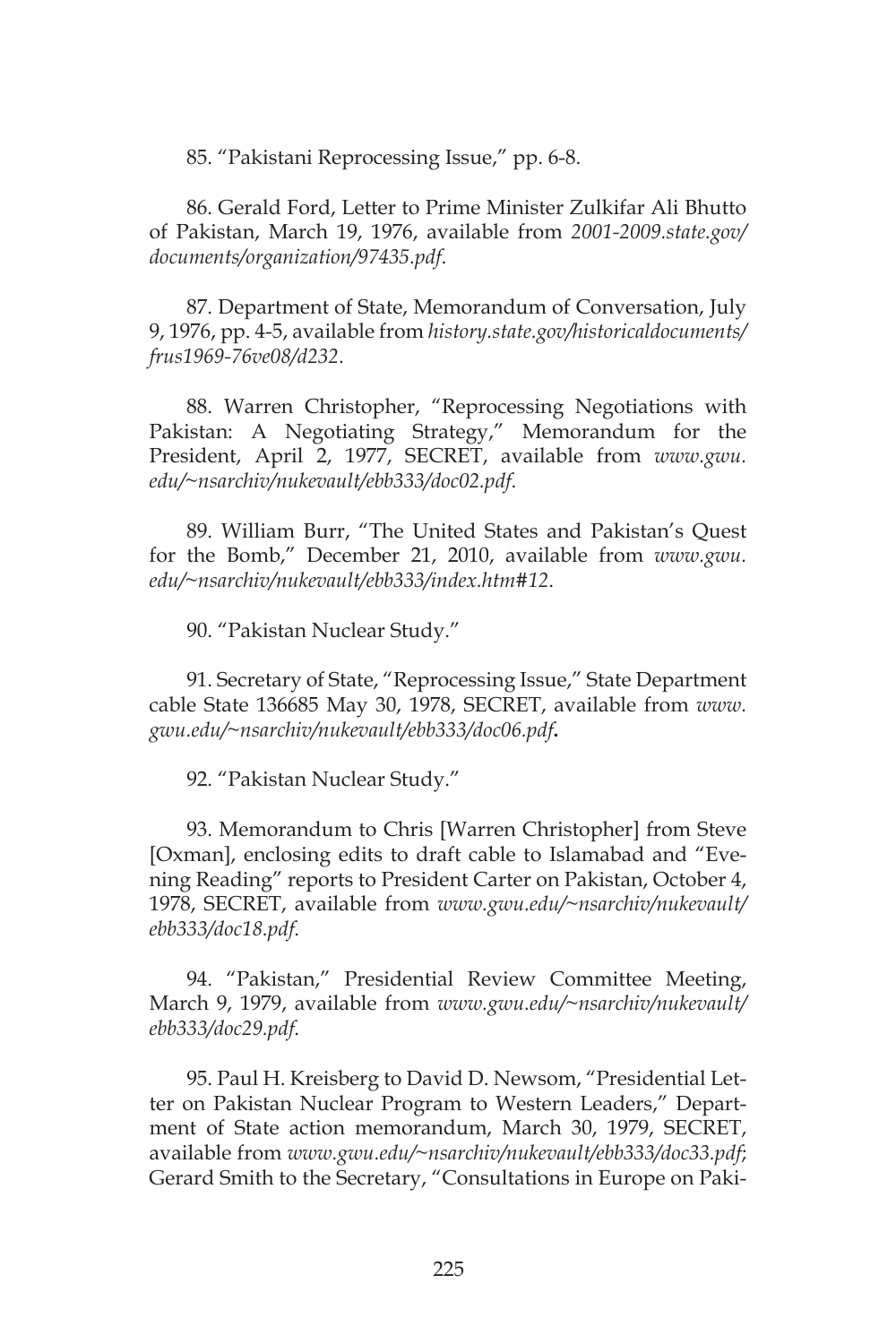85. "Pakistani Reprocessing Issue," pp. 6-8.

86. Gerald Ford, Letter to Prime Minister Zulkifar Ali Bhutto of Pakistan, March 19, 1976, available from *2001-2009.state.gov/documents/organization/97435.pdf*.

87. Department of State, Memorandum of Conversation, July 9, 1976, pp. 4-5, available from *history.state.gov/historicaldocuments/frus1969-76ve08/d232*.

88. Warren Christopher, "Reprocessing Negotiations with Pakistan: A Negotiating Strategy," Memorandum for the President, April 2, 1977, SECRET, available from *www.gwu.edu/~nsarchiv/nukevault/ebb333/doc02.pdf*.

89. William Burr, "The United States and Pakistan's Quest for the Bomb," December 21, 2010, available from *www.gwu.edu/~nsarchiv/nukevault/ebb333/index.htm#12*.

90. "Pakistan Nuclear Study."

91. Secretary of State, "Reprocessing Issue," State Department cable State 136685 May 30, 1978, SECRET, available from *www.gwu.edu/~nsarchiv/nukevault/ebb333/doc06.pdf***.**

92. "Pakistan Nuclear Study."

93. Memorandum to Chris [Warren Christopher] from Steve [Oxman], enclosing edits to draft cable to Islamabad and "Evening Reading" reports to President Carter on Pakistan, October 4, 1978, SECRET, available from *www.gwu.edu/~nsarchiv/nukevault/ebb333/doc18.pdf*.

94. "Pakistan," Presidential Review Committee Meeting, March 9, 1979, available from *www.gwu.edu/~nsarchiv/nukevault/ebb333/doc29.pdf*.

95. Paul H. Kreisberg to David D. Newsom, "Presidential Letter on Pakistan Nuclear Program to Western Leaders," Department of State action memorandum, March 30, 1979, SECRET, available from *www.gwu.edu/~nsarchiv/nukevault/ebb333/doc33.pdf*; Gerard Smith to the Secretary, "Consultations in Europe on Paki-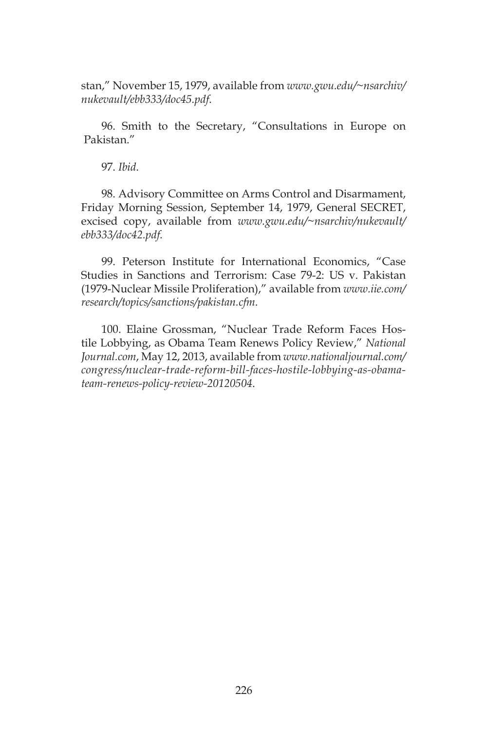stan," November 15, 1979, available from *www.gwu.edu/~nsarchiv/nukevault/ebb333/doc45.pdf*.

96. Smith to the Secretary, "Consultations in Europe on Pakistan."

97. *Ibid*.

98. Advisory Committee on Arms Control and Disarmament, Friday Morning Session, September 14, 1979, General SECRET, excised copy, available from *www.gwu.edu/~nsarchiv/nukevault/ebb333/doc42.pdf*.

99. Peterson Institute for International Economics, "Case Studies in Sanctions and Terrorism: Case 79-2: US v. Pakistan (1979-Nuclear Missile Proliferation)," available from *www.iie.com/research/topics/sanctions/pakistan.cfm*.

100. Elaine Grossman, "Nuclear Trade Reform Faces Hostile Lobbying, as Obama Team Renews Policy Review," *National Journal.com*, May 12, 2013, available from *www.nationaljournal.com/congress/nuclear-trade-reform-bill-faces-hostile-lobbying-as-obama-team-renews-policy-review-20120504*.